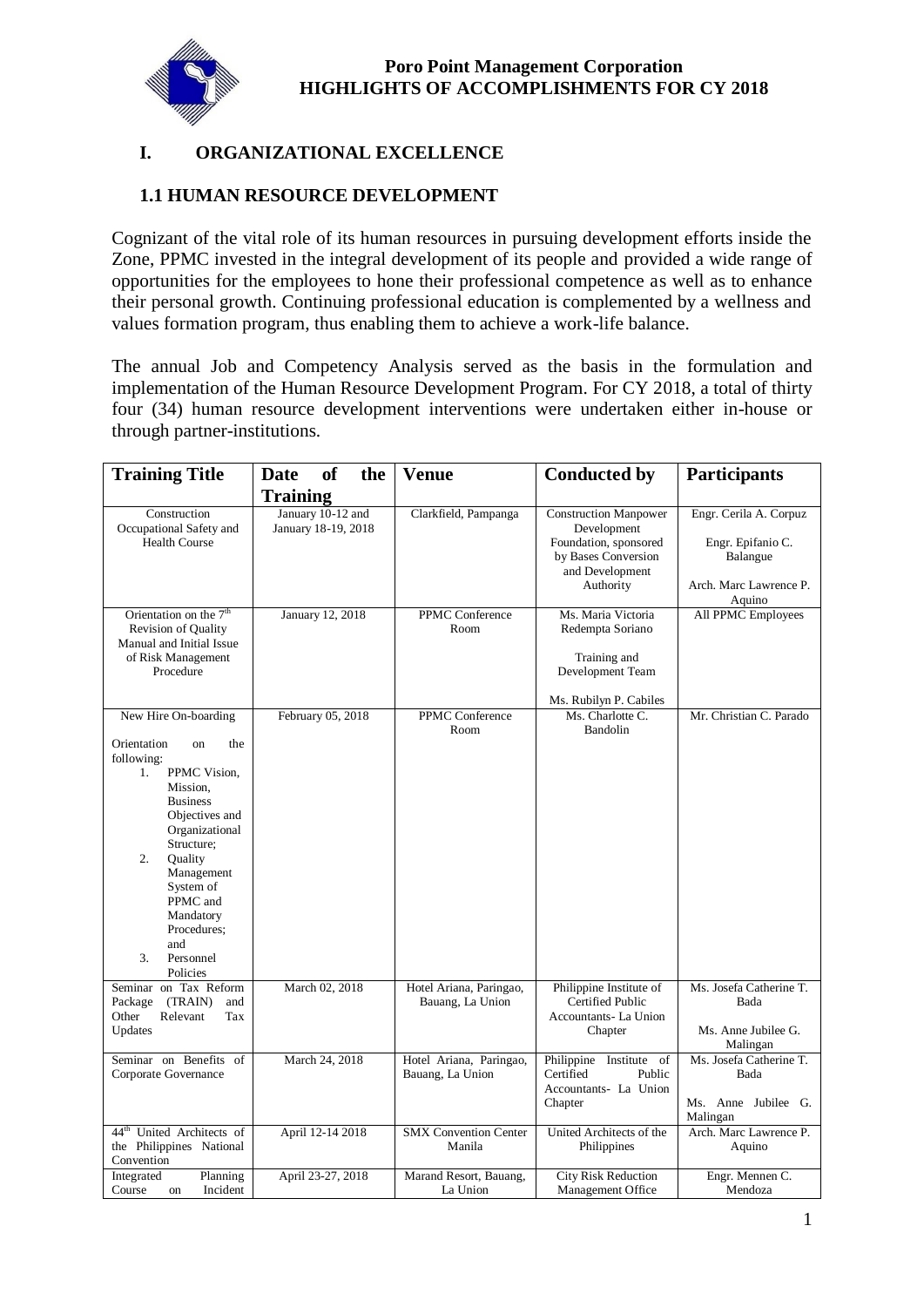**Poro Point Management Corporation**
**HIGHLIGHTS OF ACCOMPLISHMENTS FOR CY 2018**

# I. ORGANIZATIONAL EXCELLENCE

## 1.1 HUMAN RESOURCE DEVELOPMENT

Cognizant of the vital role of its human resources in pursuing development efforts inside the Zone, PPMC invested in the integral development of its people and provided a wide range of opportunities for the employees to hone their professional competence as well as to enhance their personal growth. Continuing professional education is complemented by a wellness and values formation program, thus enabling them to achieve a work-life balance.

The annual Job and Competency Analysis served as the basis in the formulation and implementation of the Human Resource Development Program. For CY 2018, a total of thirty four (34) human resource development interventions were undertaken either in-house or through partner-institutions.

| Training Title | Date of the Training | Venue | Conducted by | Participants |
|---|---|---|---|---|
| Construction Occupational Safety and Health Course | January 10-12 and January 18-19, 2018 | Clarkfield, Pampanga | Construction Manpower Development Foundation, sponsored by Bases Conversion and Development Authority | Engr. Cerila A. Corpuz<br><br>Engr. Epifanio C. Balangue<br><br>Arch. Marc Lawrence P. Aquino |
| Orientation on the 7th Revision of Quality Manual and Initial Issue of Risk Management Procedure | January 12, 2018 | PPMC Conference Room | Ms. Maria Victoria Redempta Soriano<br><br>Training and Development Team<br><br>Ms. Rubilyn P. Cabiles | All PPMC Employees |
| New Hire On-boarding<br><br>Orientation on the following:<br>1. PPMC Vision, Mission, Business Objectives and Organizational Structure;<br>2. Quality Management System of PPMC and Mandatory Procedures; and<br>3. Personnel Policies | February 05, 2018 | PPMC Conference Room | Ms. Charlotte C. Bandolin | Mr. Christian C. Parado |
| Seminar on Tax Reform Package (TRAIN) and Other Relevant Tax Updates | March 02, 2018 | Hotel Ariana, Paringao, Bauang, La Union | Philippine Institute of Certified Public Accountants- La Union Chapter | Ms. Josefa Catherine T. Bada<br><br>Ms. Anne Jubilee G. Malingan |
| Seminar on Benefits of Corporate Governance | March 24, 2018 | Hotel Ariana, Paringao, Bauang, La Union | Philippine Institute of Certified Public Accountants- La Union Chapter | Ms. Josefa Catherine T. Bada<br><br>Ms. Anne Jubilee G. Malingan |
| 44th United Architects of the Philippines National Convention | April 12-14 2018 | SMX Convention Center Manila | United Architects of the Philippines | Arch. Marc Lawrence P. Aquino |
| Integrated Planning Course on Incident | April 23-27, 2018 | Marand Resort, Bauang, La Union | City Risk Reduction Management Office | Engr. Mennen C. Mendoza |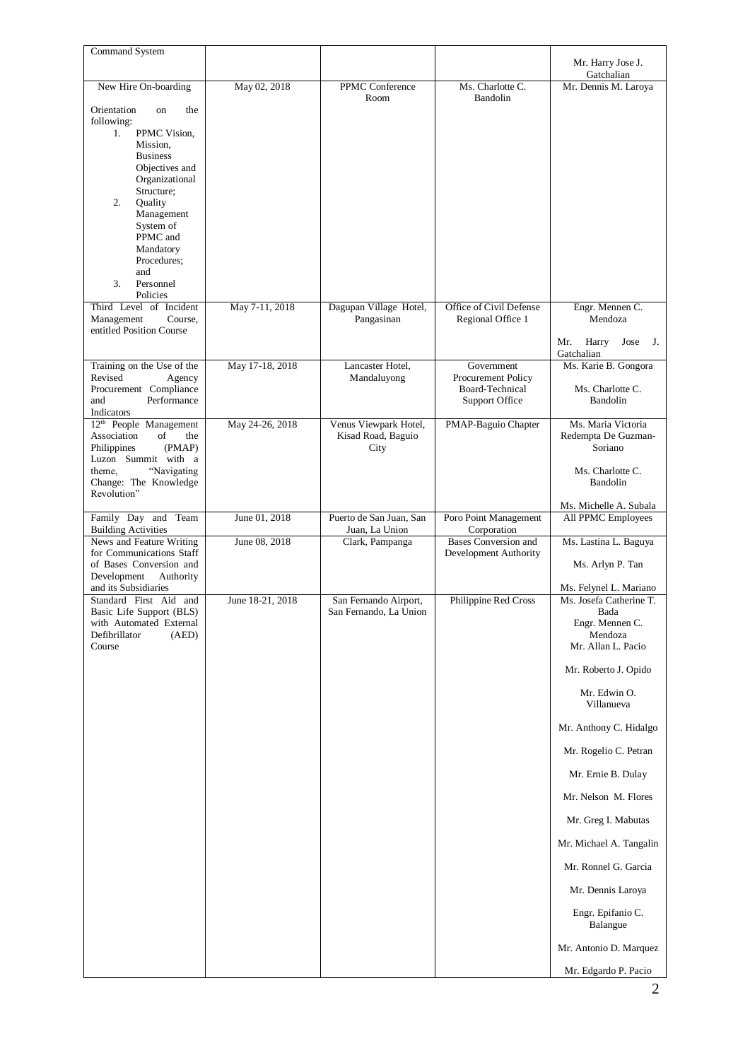| Command System | | | | Mr. Harry Jose J. Gatchalian |
|---|---|---|---|---|
| New Hire On-boarding<br><br>Orientation on the following:<br>1. PPMC Vision, Mission, Business Objectives and Organizational Structure;<br>2. Quality Management System of PPMC and Mandatory Procedures; and<br>3. Personnel Policies | May 02, 2018 | PPMC Conference Room | Ms. Charlotte C. Bandolin | Mr. Dennis M. Laroya |
| Third Level of Incident Management Course, entitled Position Course | May 7-11, 2018 | Dagupan Village Hotel, Pangasinan | Office of Civil Defense Regional Office 1 | Engr. Mennen C. Mendoza<br><br>Mr. Harry Jose J. Gatchalian |
| Training on the Use of the Revised Agency Procurement Compliance and Performance Indicators | May 17-18, 2018 | Lancaster Hotel, Mandaluyong | Government Procurement Policy Board-Technical Support Office | Ms. Karie B. Gongora<br><br>Ms. Charlotte C. Bandolin |
| 12th People Management Association of the Philippines (PMAP) Luzon Summit with a theme, "Navigating Change: The Knowledge Revolution" | May 24-26, 2018 | Venus Viewpark Hotel, Kisad Road, Baguio City | PMAP-Baguio Chapter | Ms. Maria Victoria Redempta De Guzman-Soriano<br><br>Ms. Charlotte C. Bandolin<br><br>Ms. Michelle A. Subala |
| Family Day and Team Building Activities | June 01, 2018 | Puerto de San Juan, San Juan, La Union | Poro Point Management Corporation | All PPMC Employees |
| News and Feature Writing for Communications Staff of Bases Conversion and Development Authority and its Subsidiaries | June 08, 2018 | Clark, Pampanga | Bases Conversion and Development Authority | Ms. Lastina L. Baguya<br><br>Ms. Arlyn P. Tan<br><br>Ms. Felynel L. Mariano |
| Standard First Aid and Basic Life Support (BLS) with Automated External Defibrillator (AED) Course | June 18-21, 2018 | San Fernando Airport, San Fernando, La Union | Philippine Red Cross | Ms. Josefa Catherine T. Bada<br>Engr. Mennen C. Mendoza<br>Mr. Allan L. Pacio<br><br>Mr. Roberto J. Opido<br><br>Mr. Edwin O. Villanueva<br><br>Mr. Anthony C. Hidalgo<br><br>Mr. Rogelio C. Petran<br><br>Mr. Ernie B. Dulay<br><br>Mr. Nelson M. Flores<br><br>Mr. Greg I. Mabutas<br><br>Mr. Michael A. Tangalin<br><br>Mr. Ronnel G. Garcia<br><br>Mr. Dennis Laroya<br><br>Engr. Epifanio C. Balangue<br><br>Mr. Antonio D. Marquez<br><br>Mr. Edgardo P. Pacio |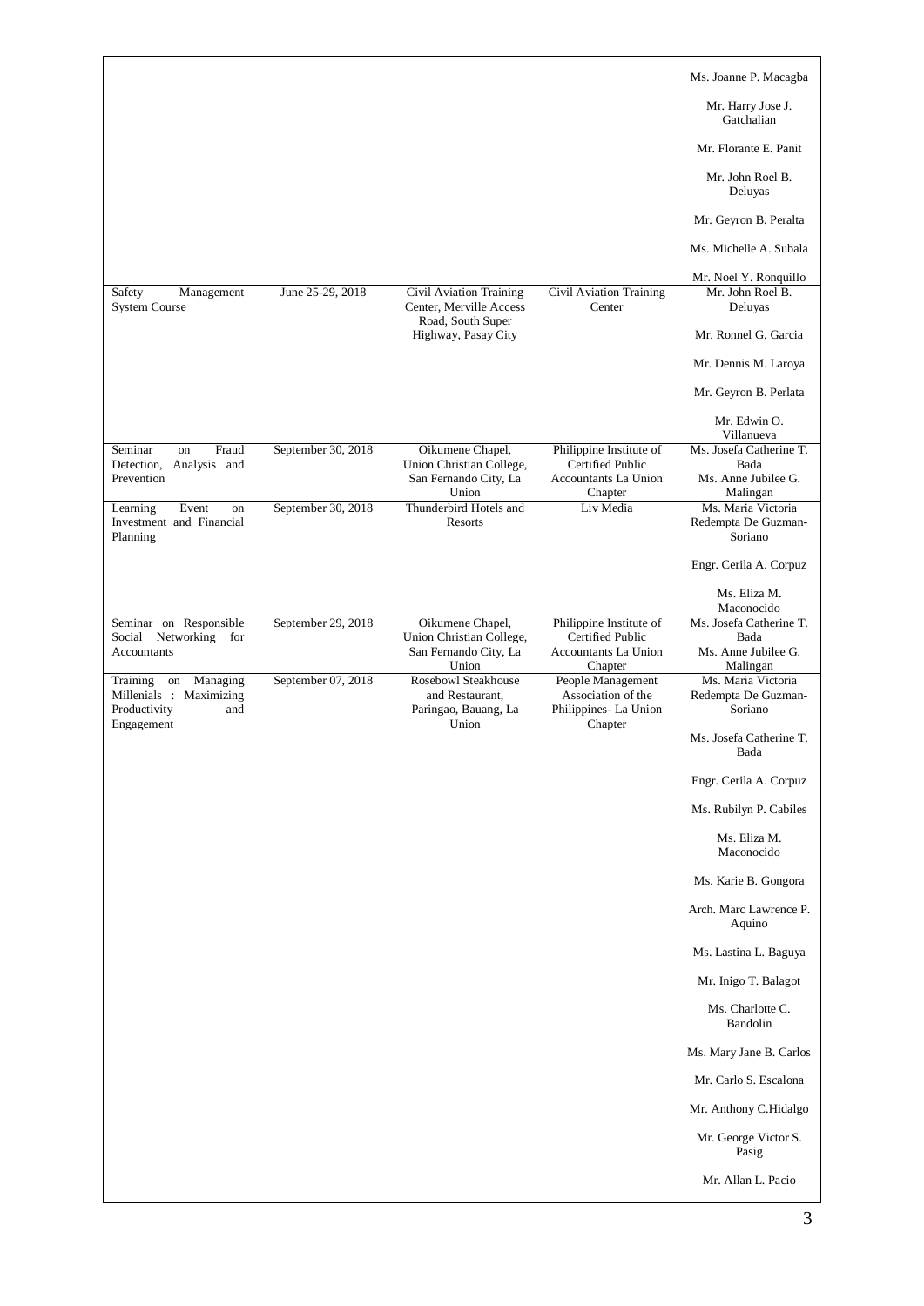| | | | | |
|---|---|---|---|---|
| | | | | Ms. Joanne P. Macagba<br><br>Mr. Harry Jose J. Gatchalian<br><br>Mr. Florante E. Panit<br><br>Mr. John Roel B. Deluyas<br><br>Mr. Geyron B. Peralta<br><br>Ms. Michelle A. Subala<br><br>Mr. Noel Y. Ronquillo |
| Safety Management System Course | June 25-29, 2018 | Civil Aviation Training Center, Merville Access Road, South Super Highway, Pasay City | Civil Aviation Training Center | Mr. John Roel B. Deluyas<br><br>Mr. Ronnel G. Garcia<br><br>Mr. Dennis M. Laroya<br><br>Mr. Geyron B. Perlata<br><br>Mr. Edwin O. Villanueva |
| Seminar on Fraud Detection, Analysis and Prevention | September 30, 2018 | Oikumene Chapel, Union Christian College, San Fernando City, La Union | Philippine Institute of Certified Public Accountants La Union Chapter | Ms. Josefa Catherine T. Bada<br>Ms. Anne Jubilee G. Malingan |
| Learning Event on Investment and Financial Planning | September 30, 2018 | Thunderbird Hotels and Resorts | Liv Media | Ms. Maria Victoria Redempta De Guzman-Soriano<br><br>Engr. Cerila A. Corpuz<br><br>Ms. Eliza M. Maconocido |
| Seminar on Responsible Social Networking for Accountants | September 29, 2018 | Oikumene Chapel, Union Christian College, San Fernando City, La Union | Philippine Institute of Certified Public Accountants La Union Chapter | Ms. Josefa Catherine T. Bada<br>Ms. Anne Jubilee G. Malingan |
| Training on Managing Millenials : Maximizing Productivity and Engagement | September 07, 2018 | Rosebowl Steakhouse and Restaurant, Paringao, Bauang, La Union | People Management Association of the Philippines- La Union Chapter | Ms. Maria Victoria Redempta De Guzman-Soriano<br><br>Ms. Josefa Catherine T. Bada<br><br>Engr. Cerila A. Corpuz<br><br>Ms. Rubilyn P. Cabiles<br><br>Ms. Eliza M. Maconocido<br><br>Ms. Karie B. Gongora<br><br>Arch. Marc Lawrence P. Aquino<br><br>Ms. Lastina L. Baguya<br><br>Mr. Inigo T. Balagot<br><br>Ms. Charlotte C. Bandolin<br><br>Ms. Mary Jane B. Carlos<br><br>Mr. Carlo S. Escalona<br><br>Mr. Anthony C.Hidalgo<br><br>Mr. George Victor S. Pasig<br><br>Mr. Allan L. Pacio |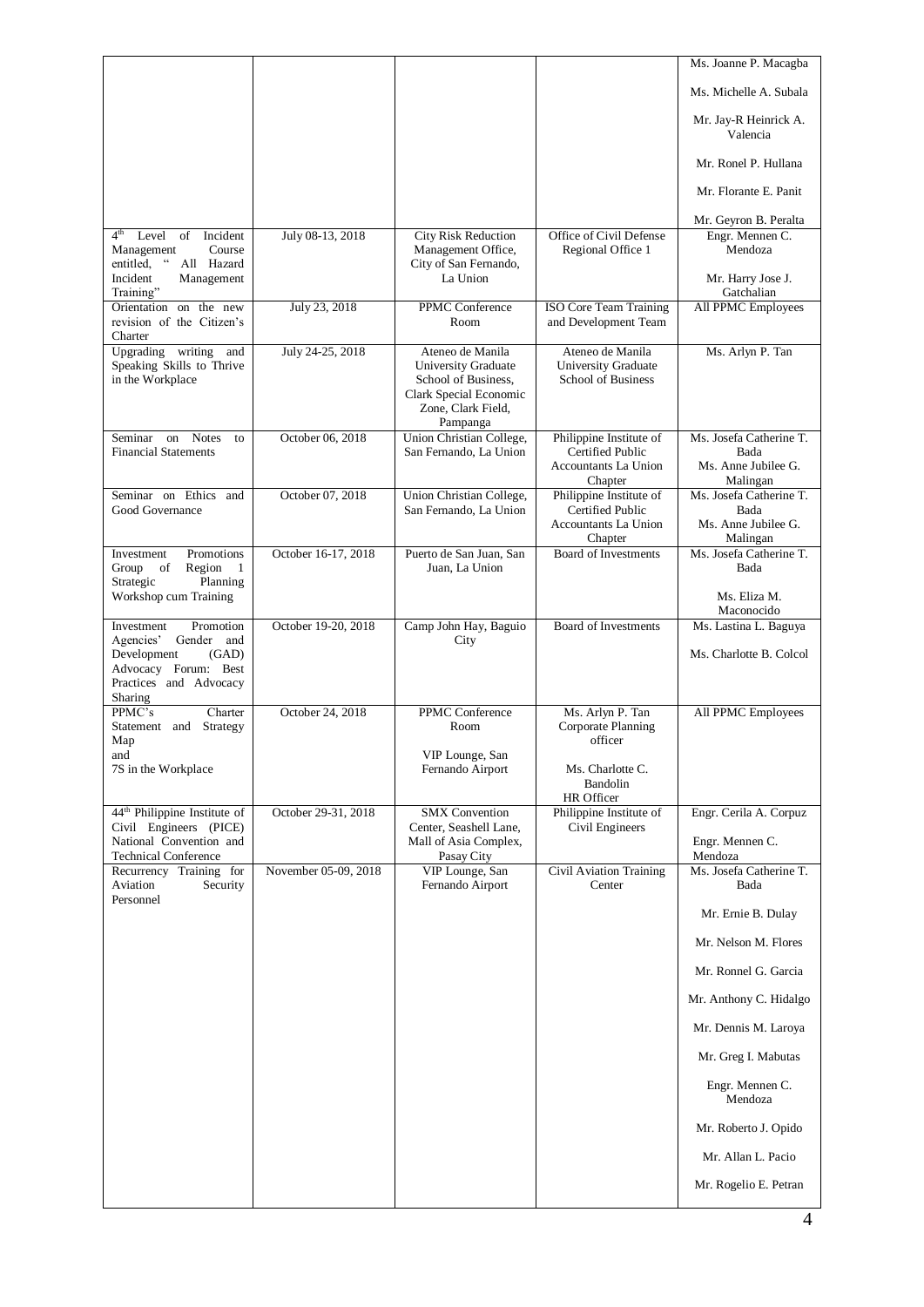| | | | | |
|---|---|---|---|---|
| | | | | Ms. Joanne P. Macagba<br><br>Ms. Michelle A. Subala<br><br>Mr. Jay-R Heinrick A. Valencia<br><br>Mr. Ronel P. Hullana<br><br>Mr. Florante E. Panit<br><br>Mr. Geyron B. Peralta |
| 4th Level of Incident Management Course entitled, " All Hazard Incident Management Training" | July 08-13, 2018 | City Risk Reduction Management Office, City of San Fernando, La Union | Office of Civil Defense Regional Office 1 | Engr. Mennen C. Mendoza<br><br>Mr. Harry Jose J. Gatchalian |
| Orientation on the new revision of the Citizen's Charter | July 23, 2018 | PPMC Conference Room | ISO Core Team Training and Development Team | All PPMC Employees |
| Upgrading writing and Speaking Skills to Thrive in the Workplace | July 24-25, 2018 | Ateneo de Manila University Graduate School of Business, Clark Special Economic Zone, Clark Field, Pampanga | Ateneo de Manila University Graduate School of Business | Ms. Arlyn P. Tan |
| Seminar on Notes to Financial Statements | October 06, 2018 | Union Christian College, San Fernando, La Union | Philippine Institute of Certified Public Accountants La Union Chapter | Ms. Josefa Catherine T. Bada<br>Ms. Anne Jubilee G. Malingan |
| Seminar on Ethics and Good Governance | October 07, 2018 | Union Christian College, San Fernando, La Union | Philippine Institute of Certified Public Accountants La Union Chapter | Ms. Josefa Catherine T. Bada<br>Ms. Anne Jubilee G. Malingan |
| Investment Promotions Group of Region 1 Strategic Planning Workshop cum Training | October 16-17, 2018 | Puerto de San Juan, San Juan, La Union | Board of Investments | Ms. Josefa Catherine T. Bada<br><br>Ms. Eliza M. Maconocido |
| Investment Promotion Agencies' Gender and Development (GAD) Advocacy Forum: Best Practices and Advocacy Sharing | October 19-20, 2018 | Camp John Hay, Baguio City | Board of Investments | Ms. Lastina L. Baguya<br><br>Ms. Charlotte B. Colcol |
| PPMC's Charter Statement and Strategy Map<br>and<br>7S in the Workplace | October 24, 2018 | PPMC Conference Room<br><br>VIP Lounge, San Fernando Airport | Ms. Arlyn P. Tan<br>Corporate Planning officer<br><br>Ms. Charlotte C. Bandolin<br>HR Officer | All PPMC Employees |
| 44th Philippine Institute of Civil Engineers (PICE) National Convention and Technical Conference | October 29-31, 2018 | SMX Convention Center, Seashell Lane, Mall of Asia Complex, Pasay City | Philippine Institute of Civil Engineers | Engr. Cerila A. Corpuz<br><br>Engr. Mennen C. Mendoza |
| Recurrency Training for Aviation Security Personnel | November 05-09, 2018 | VIP Lounge, San Fernando Airport | Civil Aviation Training Center | Ms. Josefa Catherine T. Bada<br><br>Mr. Ernie B. Dulay<br><br>Mr. Nelson M. Flores<br><br>Mr. Ronnel G. Garcia<br><br>Mr. Anthony C. Hidalgo<br><br>Mr. Dennis M. Laroya<br><br>Mr. Greg I. Mabutas<br><br>Engr. Mennen C. Mendoza<br><br>Mr. Roberto J. Opido<br><br>Mr. Allan L. Pacio<br><br>Mr. Rogelio E. Petran |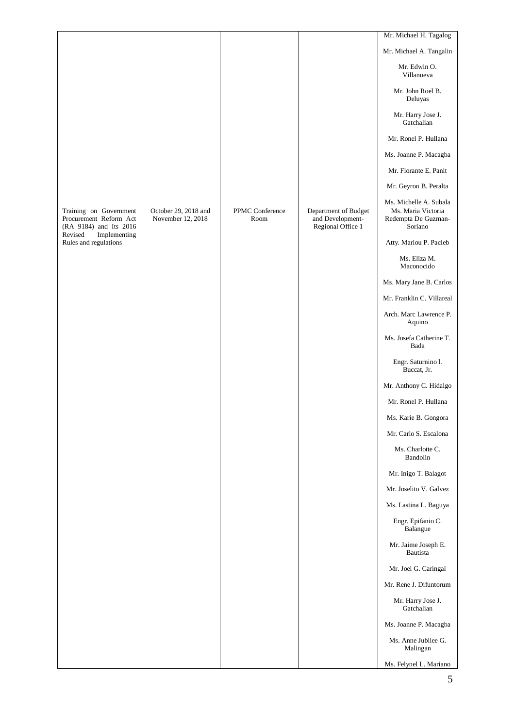| | | | | |
|---|---|---|---|---|
| | | | | Mr. Michael H. Tagalog<br>Mr. Michael A. Tangalin<br>Mr. Edwin O. Villanueva<br>Mr. John Roel B. Deluyas<br>Mr. Harry Jose J. Gatchalian<br>Mr. Ronel P. Hullana<br>Ms. Joanne P. Macagba<br>Mr. Florante E. Panit<br>Mr. Geyron B. Peralta<br>Ms. Michelle A. Subala |
| Training on Government Procurement Reform Act (RA 9184) and Its 2016 Revised Implementing Rules and regulations | October 29, 2018 and November 12, 2018 | PPMC Conference Room | Department of Budget and Development-Regional Office 1 | Ms. Maria Victoria Redempta De Guzman-Soriano<br>Atty. Marlou P. Pacleb<br>Ms. Eliza M. Maconocido<br>Ms. Mary Jane B. Carlos<br>Mr. Franklin C. Villareal<br>Arch. Marc Lawrence P. Aquino<br>Ms. Josefa Catherine T. Bada<br>Engr. Saturnino l. Buccat, Jr.<br>Mr. Anthony C. Hidalgo<br>Mr. Ronel P. Hullana<br>Ms. Karie B. Gongora<br>Mr. Carlo S. Escalona<br>Ms. Charlotte C. Bandolin<br>Mr. Inigo T. Balagot<br>Mr. Joselito V. Galvez<br>Ms. Lastina L. Baguya<br>Engr. Epifanio C. Balangue<br>Mr. Jaime Joseph E. Bautista<br>Mr. Joel G. Caringal<br>Mr. Rene J. Difuntorum<br>Mr. Harry Jose J. Gatchalian<br>Ms. Joanne P. Macagba<br>Ms. Anne Jubilee G. Malingan<br>Ms. Felynel L. Mariano |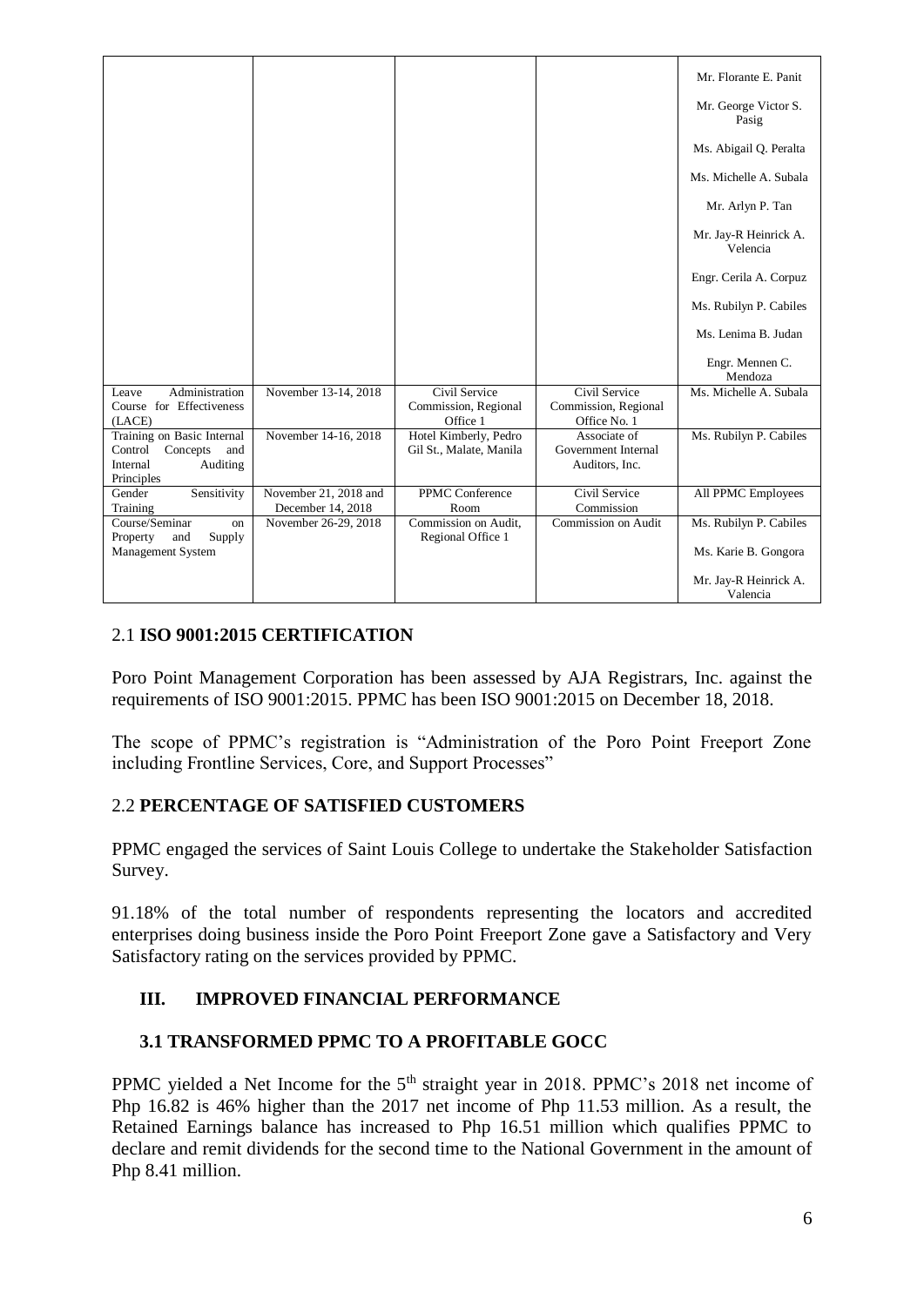| | | | | |
|---|---|---|---|---|
| | | | | Mr. Florante E. Panit<br><br>Mr. George Victor S. Pasig<br><br>Ms. Abigail Q. Peralta<br><br>Ms. Michelle A. Subala<br><br>Mr. Arlyn P. Tan<br><br>Mr. Jay-R Heinrick A. Velencia<br><br>Engr. Cerila A. Corpuz<br><br>Ms. Rubilyn P. Cabiles<br><br>Ms. Lenima B. Judan<br><br>Engr. Mennen C. Mendoza |
| Leave Administration Course for Effectiveness (LACE) | November 13-14, 2018 | Civil Service Commission, Regional Office 1 | Civil Service Commission, Regional Office No. 1 | Ms. Michelle A. Subala |
| Training on Basic Internal Control Concepts and Internal Auditing Principles | November 14-16, 2018 | Hotel Kimberly, Pedro Gil St., Malate, Manila | Associate of Government Internal Auditors, Inc. | Ms. Rubilyn P. Cabiles |
| Gender Sensitivity Training | November 21, 2018 and December 14, 2018 | PPMC Conference Room | Civil Service Commission | All PPMC Employees |
| Course/Seminar on Property and Supply Management System | November 26-29, 2018 | Commission on Audit, Regional Office 1 | Commission on Audit | Ms. Rubilyn P. Cabiles<br><br>Ms. Karie B. Gongora<br><br>Mr. Jay-R Heinrick A. Velencia |

## 2.1 ISO 9001:2015 CERTIFICATION

Poro Point Management Corporation has been assessed by AJA Registrars, Inc. against the requirements of ISO 9001:2015. PPMC has been ISO 9001:2015 on December 18, 2018.

The scope of PPMC's registration is "Administration of the Poro Point Freeport Zone including Frontline Services, Core, and Support Processes"

## 2.2 PERCENTAGE OF SATISFIED CUSTOMERS

PPMC engaged the services of Saint Louis College to undertake the Stakeholder Satisfaction Survey.

91.18% of the total number of respondents representing the locators and accredited enterprises doing business inside the Poro Point Freeport Zone gave a Satisfactory and Very Satisfactory rating on the services provided by PPMC.

## III. IMPROVED FINANCIAL PERFORMANCE

### 3.1 TRANSFORMED PPMC TO A PROFITABLE GOCC

PPMC yielded a Net Income for the 5th straight year in 2018. PPMC's 2018 net income of Php 16.82 is 46% higher than the 2017 net income of Php 11.53 million. As a result, the Retained Earnings balance has increased to Php 16.51 million which qualifies PPMC to declare and remit dividends for the second time to the National Government in the amount of Php 8.41 million.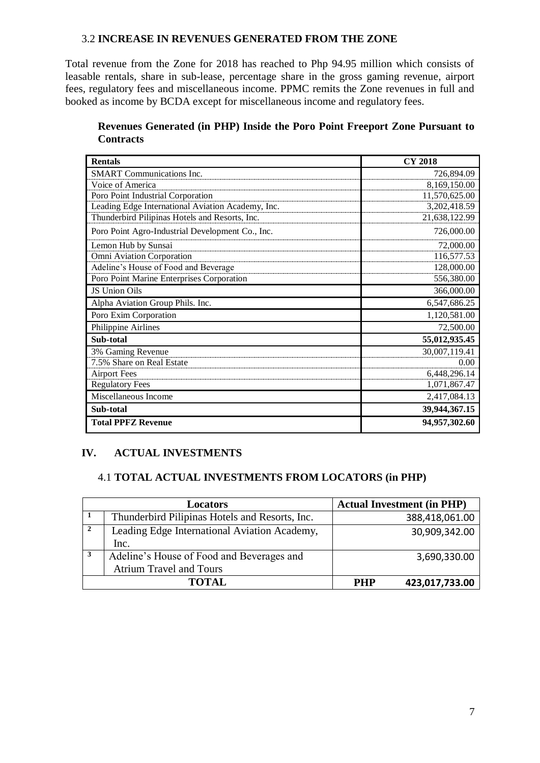### 3.2 **INCREASE IN REVENUES GENERATED FROM THE ZONE**

Total revenue from the Zone for 2018 has reached to Php 94.95 million which consists of leasable rentals, share in sub-lease, percentage share in the gross gaming revenue, airport fees, regulatory fees and miscellaneous income. PPMC remits the Zone revenues in full and booked as income by BCDA except for miscellaneous income and regulatory fees.

**Revenues Generated (in PHP) Inside the Poro Point Freeport Zone Pursuant to Contracts**

| **Rentals** | **CY 2018** |
|---|---|
| SMART Communications Inc. | 726,894.09 |
| Voice of America | 8,169,150.00 |
| Poro Point Industrial Corporation | 11,570,625.00 |
| Leading Edge International Aviation Academy, Inc. | 3,202,418.59 |
| Thunderbird Pilipinas Hotels and Resorts, Inc. | 21,638,122.99 |
| Poro Point Agro-Industrial Development Co., Inc. | 726,000.00 |
| Lemon Hub by Sunsai | 72,000.00 |
| Omni Aviation Corporation | 116,577.53 |
| Adeline's House of Food and Beverage | 128,000.00 |
| Poro Point Marine Enterprises Corporation | 556,380.00 |
| JS Union Oils | 366,000.00 |
| Alpha Aviation Group Phils. Inc. | 6,547,686.25 |
| Poro Exim Corporation | 1,120,581.00 |
| Philippine Airlines | 72,500.00 |
| **Sub-total** | **55,012,935.45** |
| 3% Gaming Revenue | 30,007,119.41 |
| 7.5% Share on Real Estate | 0.00 |
| Airport Fees | 6,448,296.14 |
| Regulatory Fees | 1,071,867.47 |
| Miscellaneous Income | 2,417,084.13 |
| **Sub-total** | **39,944,367.15** |
| **Total PPFZ Revenue** | **94,957,302.60** |

## IV. ACTUAL INVESTMENTS

### 4.1 **TOTAL ACTUAL INVESTMENTS FROM LOCATORS (in PHP)**

| | **Locators** | **Actual Investment (in PHP)** |
|---|---|---|
| 1 | Thunderbird Pilipinas Hotels and Resorts, Inc. | 388,418,061.00 |
| 2 | Leading Edge International Aviation Academy, Inc. | 30,909,342.00 |
| 3 | Adeline's House of Food and Beverages and Atrium Travel and Tours | 3,690,330.00 |
| | **TOTAL** | **PHP 423,017,733.00** |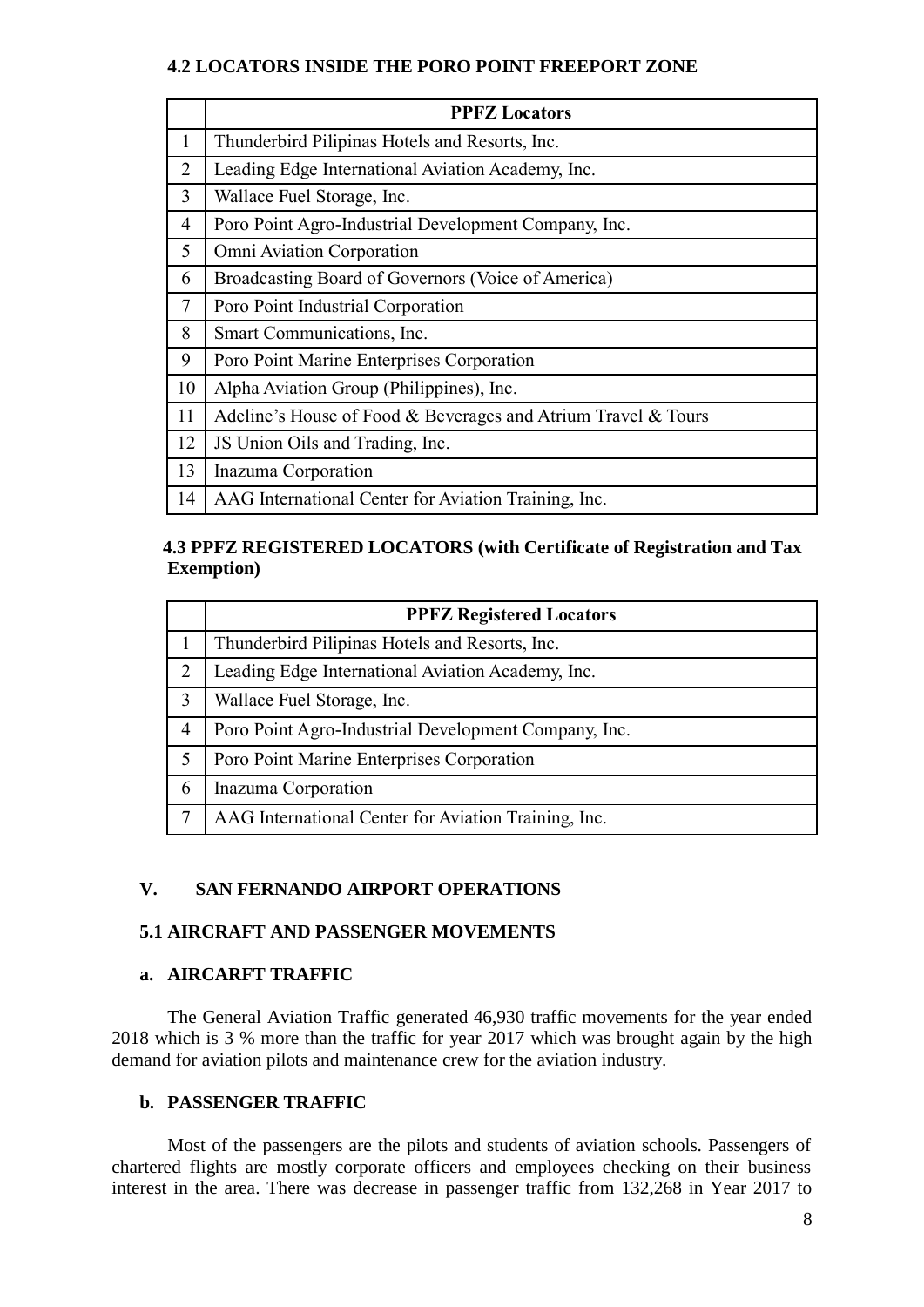#### 4.2 LOCATORS INSIDE THE PORO POINT FREEPORT ZONE

| | PPFZ Locators |
|---|---|
| 1 | Thunderbird Pilipinas Hotels and Resorts, Inc. |
| 2 | Leading Edge International Aviation Academy, Inc. |
| 3 | Wallace Fuel Storage, Inc. |
| 4 | Poro Point Agro-Industrial Development Company, Inc. |
| 5 | Omni Aviation Corporation |
| 6 | Broadcasting Board of Governors (Voice of America) |
| 7 | Poro Point Industrial Corporation |
| 8 | Smart Communications, Inc. |
| 9 | Poro Point Marine Enterprises Corporation |
| 10 | Alpha Aviation Group (Philippines), Inc. |
| 11 | Adeline's House of Food & Beverages and Atrium Travel & Tours |
| 12 | JS Union Oils and Trading, Inc. |
| 13 | Inazuma Corporation |
| 14 | AAG International Center for Aviation Training, Inc. |

#### 4.3 PPFZ REGISTERED LOCATORS (with Certificate of Registration and Tax Exemption)

| | PPFZ Registered Locators |
|---|---|
| 1 | Thunderbird Pilipinas Hotels and Resorts, Inc. |
| 2 | Leading Edge International Aviation Academy, Inc. |
| 3 | Wallace Fuel Storage, Inc. |
| 4 | Poro Point Agro-Industrial Development Company, Inc. |
| 5 | Poro Point Marine Enterprises Corporation |
| 6 | Inazuma Corporation |
| 7 | AAG International Center for Aviation Training, Inc. |

## V. SAN FERNANDO AIRPORT OPERATIONS

### 5.1 AIRCRAFT AND PASSENGER MOVEMENTS

#### a. AIRCARFT TRAFFIC

The General Aviation Traffic generated 46,930 traffic movements for the year ended 2018 which is 3 % more than the traffic for year 2017 which was brought again by the high demand for aviation pilots and maintenance crew for the aviation industry.

#### b. PASSENGER TRAFFIC

Most of the passengers are the pilots and students of aviation schools. Passengers of chartered flights are mostly corporate officers and employees checking on their business interest in the area. There was decrease in passenger traffic from 132,268 in Year 2017 to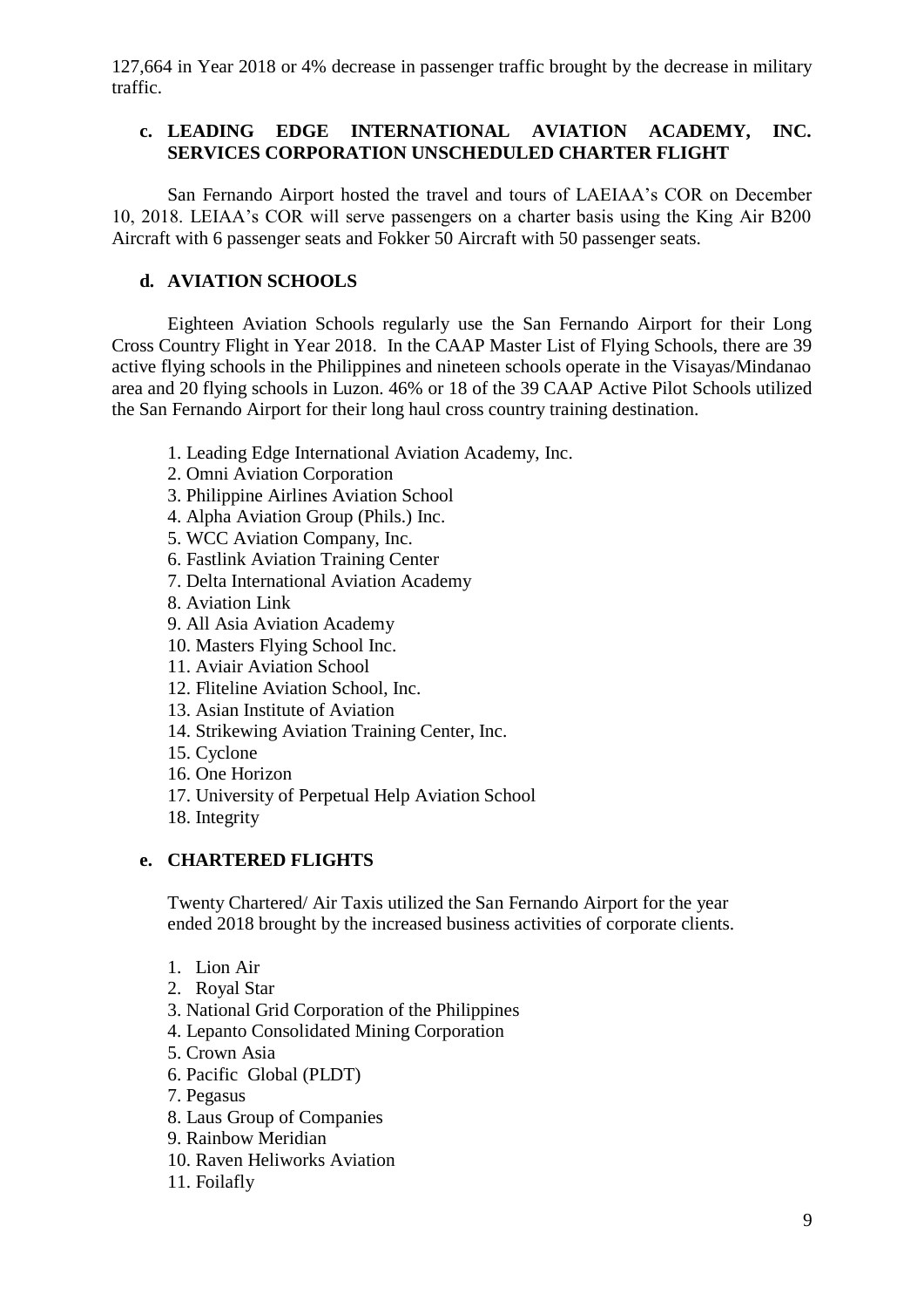127,664 in Year 2018 or 4% decrease in passenger traffic brought by the decrease in military traffic.

### c. LEADING EDGE INTERNATIONAL AVIATION ACADEMY, INC. SERVICES CORPORATION UNSCHEDULED CHARTER FLIGHT

San Fernando Airport hosted the travel and tours of LAEIAA's COR on December 10, 2018. LEIAA's COR will serve passengers on a charter basis using the King Air B200 Aircraft with 6 passenger seats and Fokker 50 Aircraft with 50 passenger seats.

### d. AVIATION SCHOOLS

Eighteen Aviation Schools regularly use the San Fernando Airport for their Long Cross Country Flight in Year 2018. In the CAAP Master List of Flying Schools, there are 39 active flying schools in the Philippines and nineteen schools operate in the Visayas/Mindanao area and 20 flying schools in Luzon. 46% or 18 of the 39 CAAP Active Pilot Schools utilized the San Fernando Airport for their long haul cross country training destination.

1. Leading Edge International Aviation Academy, Inc.
2. Omni Aviation Corporation
3. Philippine Airlines Aviation School
4. Alpha Aviation Group (Phils.) Inc.
5. WCC Aviation Company, Inc.
6. Fastlink Aviation Training Center
7. Delta International Aviation Academy
8. Aviation Link
9. All Asia Aviation Academy
10. Masters Flying School Inc.
11. Aviair Aviation School
12. Fliteline Aviation School, Inc.
13. Asian Institute of Aviation
14. Strikewing Aviation Training Center, Inc.
15. Cyclone
16. One Horizon
17. University of Perpetual Help Aviation School
18. Integrity

### e. CHARTERED FLIGHTS

Twenty Chartered/ Air Taxis utilized the San Fernando Airport for the year ended 2018 brought by the increased business activities of corporate clients.

1. Lion Air
2. Royal Star
3. National Grid Corporation of the Philippines
4. Lepanto Consolidated Mining Corporation
5. Crown Asia
6. Pacific Global (PLDT)
7. Pegasus
8. Laus Group of Companies
9. Rainbow Meridian
10. Raven Heliworks Aviation
11. Foilafly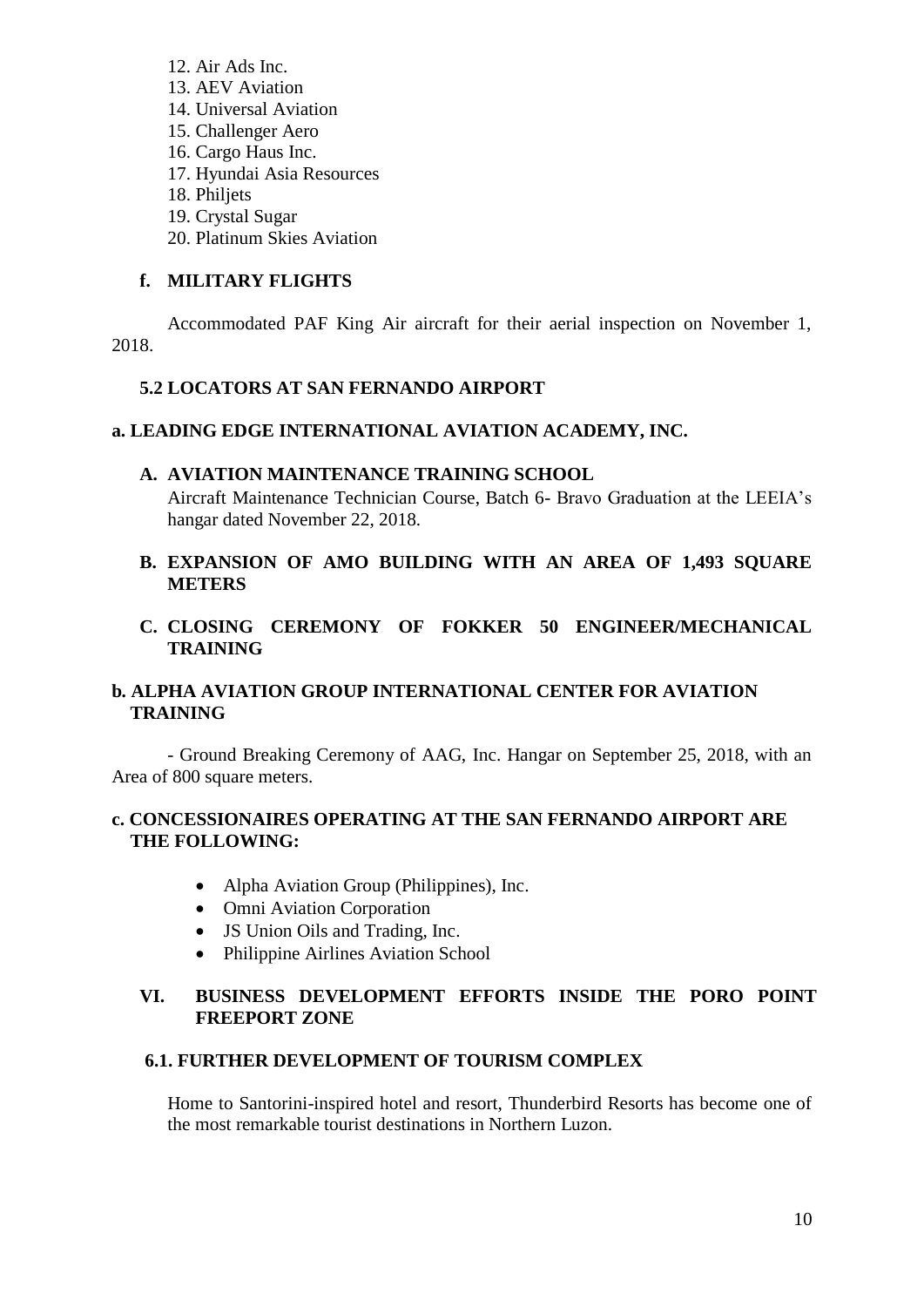12. Air Ads Inc.
13. AEV Aviation
14. Universal Aviation
15. Challenger Aero
16. Cargo Haus Inc.
17. Hyundai Asia Resources
18. Philjets
19. Crystal Sugar
20. Platinum Skies Aviation

**f. MILITARY FLIGHTS**

Accommodated PAF King Air aircraft for their aerial inspection on November 1, 2018.

**5.2 LOCATORS AT SAN FERNANDO AIRPORT**

**a. LEADING EDGE INTERNATIONAL AVIATION ACADEMY, INC.**

**A. AVIATION MAINTENANCE TRAINING SCHOOL**

Aircraft Maintenance Technician Course, Batch 6- Bravo Graduation at the LEEIA's hangar dated November 22, 2018.

**B. EXPANSION OF AMO BUILDING WITH AN AREA OF 1,493 SQUARE METERS**

**C. CLOSING CEREMONY OF FOKKER 50 ENGINEER/MECHANICAL TRAINING**

**b. ALPHA AVIATION GROUP INTERNATIONAL CENTER FOR AVIATION TRAINING**

- Ground Breaking Ceremony of AAG, Inc. Hangar on September 25, 2018, with an Area of 800 square meters.

**c. CONCESSIONAIRES OPERATING AT THE SAN FERNANDO AIRPORT ARE THE FOLLOWING:**

- Alpha Aviation Group (Philippines), Inc.
- Omni Aviation Corporation
- JS Union Oils and Trading, Inc.
- Philippine Airlines Aviation School

## VI. BUSINESS DEVELOPMENT EFFORTS INSIDE THE PORO POINT FREEPORT ZONE

**6.1. FURTHER DEVELOPMENT OF TOURISM COMPLEX**

Home to Santorini-inspired hotel and resort, Thunderbird Resorts has become one of the most remarkable tourist destinations in Northern Luzon.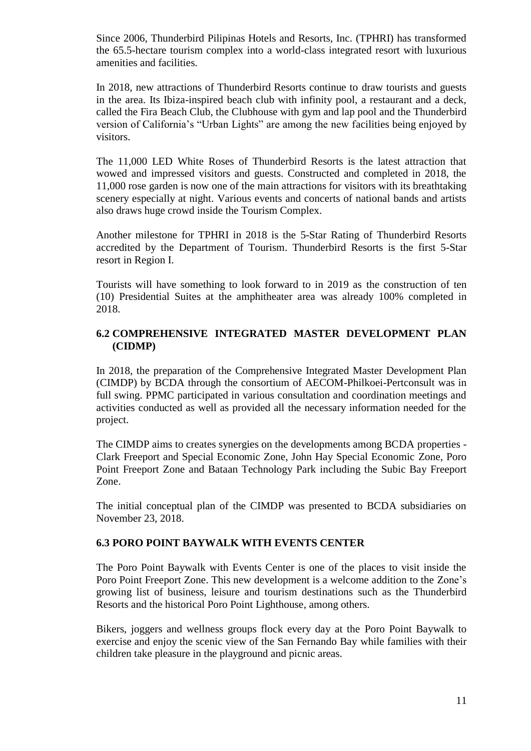Since 2006, Thunderbird Pilipinas Hotels and Resorts, Inc. (TPHRI) has transformed the 65.5-hectare tourism complex into a world-class integrated resort with luxurious amenities and facilities.

In 2018, new attractions of Thunderbird Resorts continue to draw tourists and guests in the area. Its Ibiza-inspired beach club with infinity pool, a restaurant and a deck, called the Fira Beach Club, the Clubhouse with gym and lap pool and the Thunderbird version of California's "Urban Lights" are among the new facilities being enjoyed by visitors.

The 11,000 LED White Roses of Thunderbird Resorts is the latest attraction that wowed and impressed visitors and guests. Constructed and completed in 2018, the 11,000 rose garden is now one of the main attractions for visitors with its breathtaking scenery especially at night. Various events and concerts of national bands and artists also draws huge crowd inside the Tourism Complex.

Another milestone for TPHRI in 2018 is the 5-Star Rating of Thunderbird Resorts accredited by the Department of Tourism. Thunderbird Resorts is the first 5-Star resort in Region I.

Tourists will have something to look forward to in 2019 as the construction of ten (10) Presidential Suites at the amphitheater area was already 100% completed in 2018.

### 6.2 COMPREHENSIVE INTEGRATED MASTER DEVELOPMENT PLAN (CIDMP)

In 2018, the preparation of the Comprehensive Integrated Master Development Plan (CIMDP) by BCDA through the consortium of AECOM-Philkoei-Pertconsult was in full swing. PPMC participated in various consultation and coordination meetings and activities conducted as well as provided all the necessary information needed for the project.

The CIMDP aims to creates synergies on the developments among BCDA properties - Clark Freeport and Special Economic Zone, John Hay Special Economic Zone, Poro Point Freeport Zone and Bataan Technology Park including the Subic Bay Freeport Zone.

The initial conceptual plan of the CIMDP was presented to BCDA subsidiaries on November 23, 2018.

### 6.3 PORO POINT BAYWALK WITH EVENTS CENTER

The Poro Point Baywalk with Events Center is one of the places to visit inside the Poro Point Freeport Zone. This new development is a welcome addition to the Zone's growing list of business, leisure and tourism destinations such as the Thunderbird Resorts and the historical Poro Point Lighthouse, among others.

Bikers, joggers and wellness groups flock every day at the Poro Point Baywalk to exercise and enjoy the scenic view of the San Fernando Bay while families with their children take pleasure in the playground and picnic areas.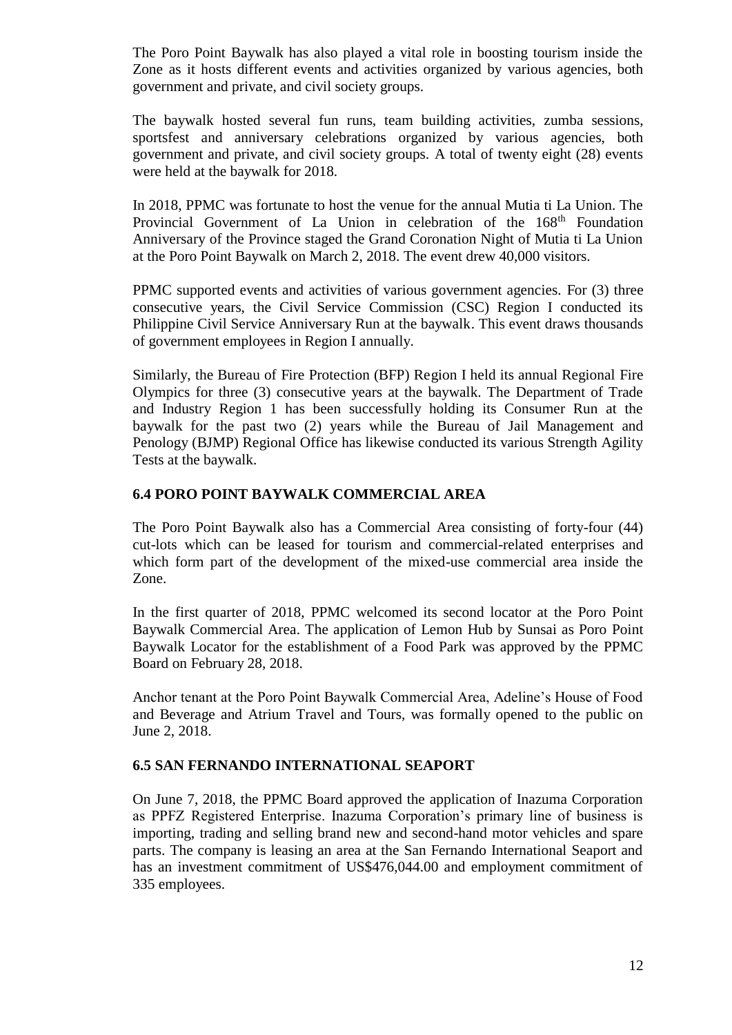The Poro Point Baywalk has also played a vital role in boosting tourism inside the Zone as it hosts different events and activities organized by various agencies, both government and private, and civil society groups.

The baywalk hosted several fun runs, team building activities, zumba sessions, sportsfest and anniversary celebrations organized by various agencies, both government and private, and civil society groups. A total of twenty eight (28) events were held at the baywalk for 2018.

In 2018, PPMC was fortunate to host the venue for the annual Mutia ti La Union. The Provincial Government of La Union in celebration of the 168th Foundation Anniversary of the Province staged the Grand Coronation Night of Mutia ti La Union at the Poro Point Baywalk on March 2, 2018. The event drew 40,000 visitors.

PPMC supported events and activities of various government agencies. For (3) three consecutive years, the Civil Service Commission (CSC) Region I conducted its Philippine Civil Service Anniversary Run at the baywalk. This event draws thousands of government employees in Region I annually.

Similarly, the Bureau of Fire Protection (BFP) Region I held its annual Regional Fire Olympics for three (3) consecutive years at the baywalk. The Department of Trade and Industry Region 1 has been successfully holding its Consumer Run at the baywalk for the past two (2) years while the Bureau of Jail Management and Penology (BJMP) Regional Office has likewise conducted its various Strength Agility Tests at the baywalk.

### 6.4 PORO POINT BAYWALK COMMERCIAL AREA

The Poro Point Baywalk also has a Commercial Area consisting of forty-four (44) cut-lots which can be leased for tourism and commercial-related enterprises and which form part of the development of the mixed-use commercial area inside the Zone.

In the first quarter of 2018, PPMC welcomed its second locator at the Poro Point Baywalk Commercial Area. The application of Lemon Hub by Sunsai as Poro Point Baywalk Locator for the establishment of a Food Park was approved by the PPMC Board on February 28, 2018.

Anchor tenant at the Poro Point Baywalk Commercial Area, Adeline's House of Food and Beverage and Atrium Travel and Tours, was formally opened to the public on June 2, 2018.

### 6.5 SAN FERNANDO INTERNATIONAL SEAPORT

On June 7, 2018, the PPMC Board approved the application of Inazuma Corporation as PPFZ Registered Enterprise. Inazuma Corporation's primary line of business is importing, trading and selling brand new and second-hand motor vehicles and spare parts. The company is leasing an area at the San Fernando International Seaport and has an investment commitment of US$476,044.00 and employment commitment of 335 employees.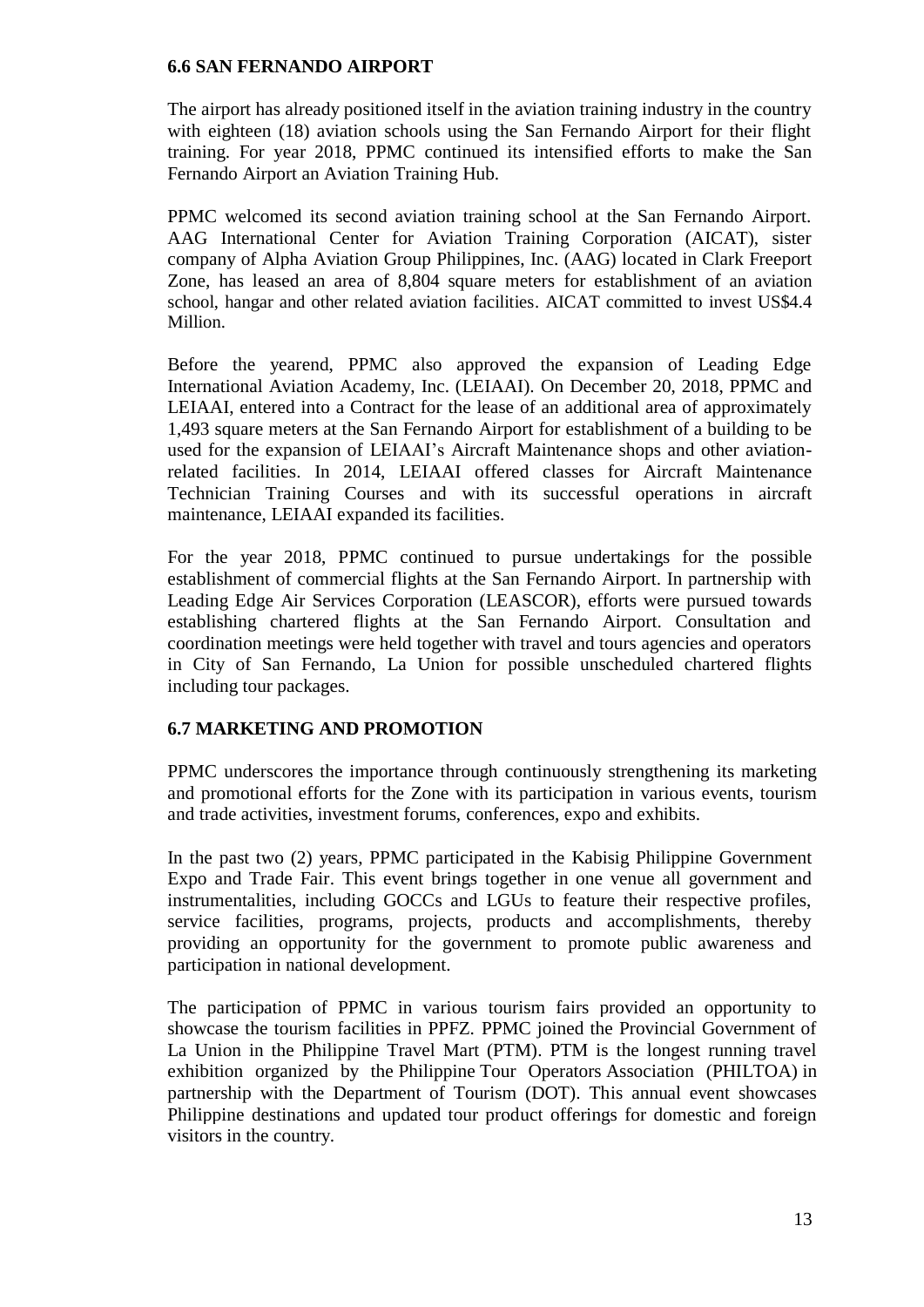### 6.6 SAN FERNANDO AIRPORT

The airport has already positioned itself in the aviation training industry in the country with eighteen (18) aviation schools using the San Fernando Airport for their flight training. For year 2018, PPMC continued its intensified efforts to make the San Fernando Airport an Aviation Training Hub.

PPMC welcomed its second aviation training school at the San Fernando Airport. AAG International Center for Aviation Training Corporation (AICAT), sister company of Alpha Aviation Group Philippines, Inc. (AAG) located in Clark Freeport Zone, has leased an area of 8,804 square meters for establishment of an aviation school, hangar and other related aviation facilities. AICAT committed to invest US$4.4 Million.

Before the yearend, PPMC also approved the expansion of Leading Edge International Aviation Academy, Inc. (LEIAAI). On December 20, 2018, PPMC and LEIAAI, entered into a Contract for the lease of an additional area of approximately 1,493 square meters at the San Fernando Airport for establishment of a building to be used for the expansion of LEIAAI's Aircraft Maintenance shops and other aviation-related facilities. In 2014, LEIAAI offered classes for Aircraft Maintenance Technician Training Courses and with its successful operations in aircraft maintenance, LEIAAI expanded its facilities.

For the year 2018, PPMC continued to pursue undertakings for the possible establishment of commercial flights at the San Fernando Airport. In partnership with Leading Edge Air Services Corporation (LEASCOR), efforts were pursued towards establishing chartered flights at the San Fernando Airport. Consultation and coordination meetings were held together with travel and tours agencies and operators in City of San Fernando, La Union for possible unscheduled chartered flights including tour packages.

### 6.7 MARKETING AND PROMOTION

PPMC underscores the importance through continuously strengthening its marketing and promotional efforts for the Zone with its participation in various events, tourism and trade activities, investment forums, conferences, expo and exhibits.

In the past two (2) years, PPMC participated in the Kabisig Philippine Government Expo and Trade Fair. This event brings together in one venue all government and instrumentalities, including GOCCs and LGUs to feature their respective profiles, service facilities, programs, projects, products and accomplishments, thereby providing an opportunity for the government to promote public awareness and participation in national development.

The participation of PPMC in various tourism fairs provided an opportunity to showcase the tourism facilities in PPFZ. PPMC joined the Provincial Government of La Union in the Philippine Travel Mart (PTM). PTM is the longest running travel exhibition organized by the Philippine Tour Operators Association (PHILTOA) in partnership with the Department of Tourism (DOT). This annual event showcases Philippine destinations and updated tour product offerings for domestic and foreign visitors in the country.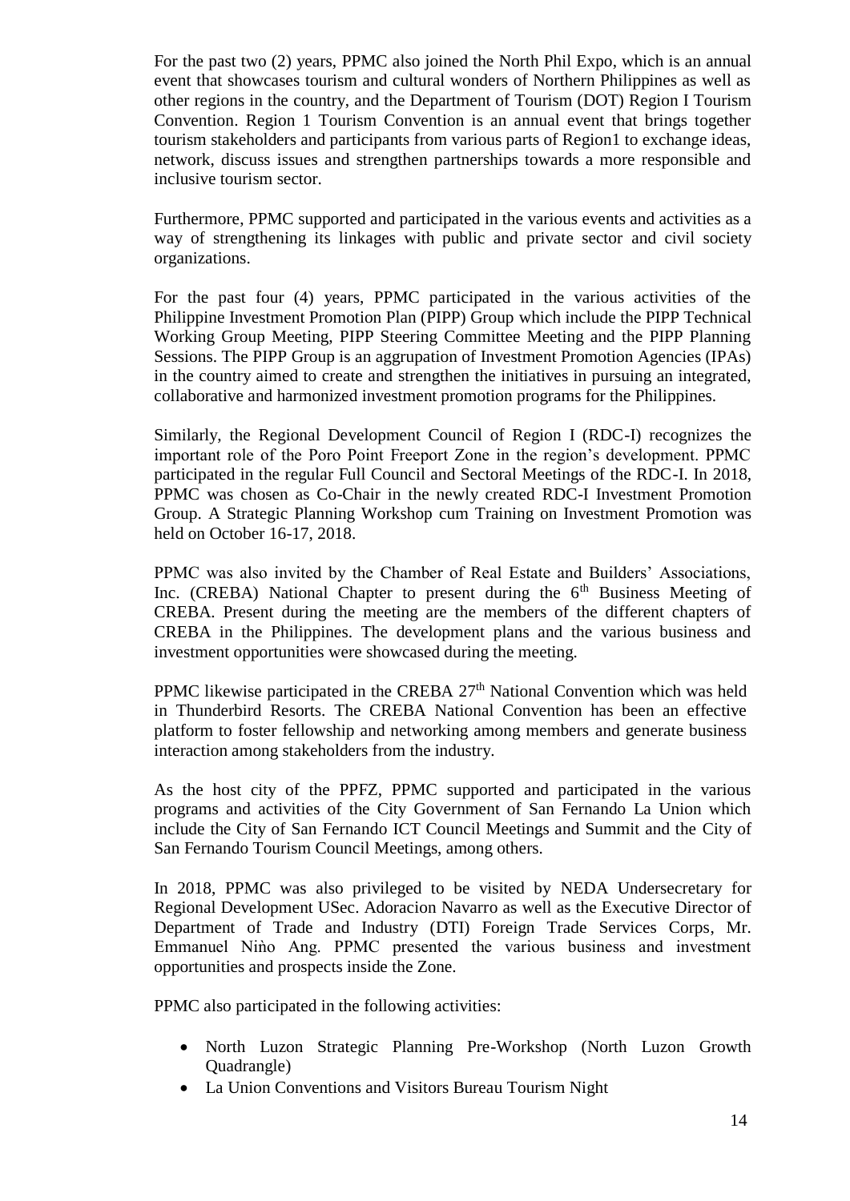For the past two (2) years, PPMC also joined the North Phil Expo, which is an annual event that showcases tourism and cultural wonders of Northern Philippines as well as other regions in the country, and the Department of Tourism (DOT) Region I Tourism Convention. Region 1 Tourism Convention is an annual event that brings together tourism stakeholders and participants from various parts of Region1 to exchange ideas, network, discuss issues and strengthen partnerships towards a more responsible and inclusive tourism sector.

Furthermore, PPMC supported and participated in the various events and activities as a way of strengthening its linkages with public and private sector and civil society organizations.

For the past four (4) years, PPMC participated in the various activities of the Philippine Investment Promotion Plan (PIPP) Group which include the PIPP Technical Working Group Meeting, PIPP Steering Committee Meeting and the PIPP Planning Sessions. The PIPP Group is an aggrupation of Investment Promotion Agencies (IPAs) in the country aimed to create and strengthen the initiatives in pursuing an integrated, collaborative and harmonized investment promotion programs for the Philippines.

Similarly, the Regional Development Council of Region I (RDC-I) recognizes the important role of the Poro Point Freeport Zone in the region's development. PPMC participated in the regular Full Council and Sectoral Meetings of the RDC-I. In 2018, PPMC was chosen as Co-Chair in the newly created RDC-I Investment Promotion Group. A Strategic Planning Workshop cum Training on Investment Promotion was held on October 16-17, 2018.

PPMC was also invited by the Chamber of Real Estate and Builders' Associations, Inc. (CREBA) National Chapter to present during the 6th Business Meeting of CREBA. Present during the meeting are the members of the different chapters of CREBA in the Philippines. The development plans and the various business and investment opportunities were showcased during the meeting.

PPMC likewise participated in the CREBA 27th National Convention which was held in Thunderbird Resorts. The CREBA National Convention has been an effective platform to foster fellowship and networking among members and generate business interaction among stakeholders from the industry.

As the host city of the PPFZ, PPMC supported and participated in the various programs and activities of the City Government of San Fernando La Union which include the City of San Fernando ICT Council Meetings and Summit and the City of San Fernando Tourism Council Meetings, among others.

In 2018, PPMC was also privileged to be visited by NEDA Undersecretary for Regional Development USec. Adoracion Navarro as well as the Executive Director of Department of Trade and Industry (DTI) Foreign Trade Services Corps, Mr. Emmanuel Nìño Ang. PPMC presented the various business and investment opportunities and prospects inside the Zone.

PPMC also participated in the following activities:

- North Luzon Strategic Planning Pre-Workshop (North Luzon Growth Quadrangle)
- La Union Conventions and Visitors Bureau Tourism Night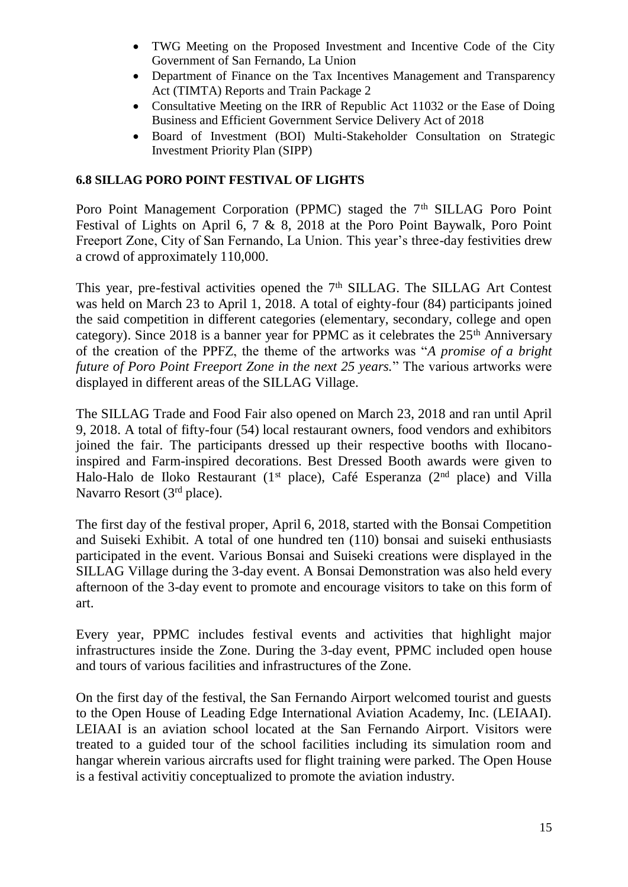- TWG Meeting on the Proposed Investment and Incentive Code of the City Government of San Fernando, La Union
- Department of Finance on the Tax Incentives Management and Transparency Act (TIMTA) Reports and Train Package 2
- Consultative Meeting on the IRR of Republic Act 11032 or the Ease of Doing Business and Efficient Government Service Delivery Act of 2018
- Board of Investment (BOI) Multi-Stakeholder Consultation on Strategic Investment Priority Plan (SIPP)

### 6.8 SILLAG PORO POINT FESTIVAL OF LIGHTS

Poro Point Management Corporation (PPMC) staged the 7th SILLAG Poro Point Festival of Lights on April 6, 7 & 8, 2018 at the Poro Point Baywalk, Poro Point Freeport Zone, City of San Fernando, La Union. This year's three-day festivities drew a crowd of approximately 110,000.

This year, pre-festival activities opened the 7th SILLAG. The SILLAG Art Contest was held on March 23 to April 1, 2018. A total of eighty-four (84) participants joined the said competition in different categories (elementary, secondary, college and open category). Since 2018 is a banner year for PPMC as it celebrates the 25th Anniversary of the creation of the PPFZ, the theme of the artworks was "*A promise of a bright future of Poro Point Freeport Zone in the next 25 years.*" The various artworks were displayed in different areas of the SILLAG Village.

The SILLAG Trade and Food Fair also opened on March 23, 2018 and ran until April 9, 2018. A total of fifty-four (54) local restaurant owners, food vendors and exhibitors joined the fair. The participants dressed up their respective booths with Ilocano-inspired and Farm-inspired decorations. Best Dressed Booth awards were given to Halo-Halo de Iloko Restaurant (1st place), Café Esperanza (2nd place) and Villa Navarro Resort (3rd place).

The first day of the festival proper, April 6, 2018, started with the Bonsai Competition and Suiseki Exhibit. A total of one hundred ten (110) bonsai and suiseki enthusiasts participated in the event. Various Bonsai and Suiseki creations were displayed in the SILLAG Village during the 3-day event. A Bonsai Demonstration was also held every afternoon of the 3-day event to promote and encourage visitors to take on this form of art.

Every year, PPMC includes festival events and activities that highlight major infrastructures inside the Zone. During the 3-day event, PPMC included open house and tours of various facilities and infrastructures of the Zone.

On the first day of the festival, the San Fernando Airport welcomed tourist and guests to the Open House of Leading Edge International Aviation Academy, Inc. (LEIAAI). LEIAAI is an aviation school located at the San Fernando Airport. Visitors were treated to a guided tour of the school facilities including its simulation room and hangar wherein various aircrafts used for flight training were parked. The Open House is a festival activitiy conceptualized to promote the aviation industry.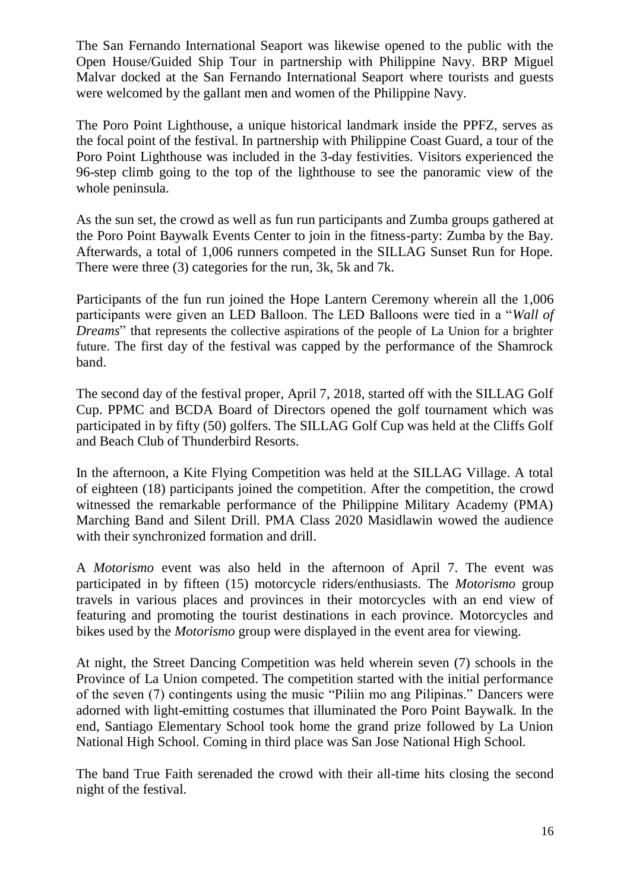The San Fernando International Seaport was likewise opened to the public with the Open House/Guided Ship Tour in partnership with Philippine Navy. BRP Miguel Malvar docked at the San Fernando International Seaport where tourists and guests were welcomed by the gallant men and women of the Philippine Navy.

The Poro Point Lighthouse, a unique historical landmark inside the PPFZ, serves as the focal point of the festival. In partnership with Philippine Coast Guard, a tour of the Poro Point Lighthouse was included in the 3-day festivities. Visitors experienced the 96-step climb going to the top of the lighthouse to see the panoramic view of the whole peninsula.

As the sun set, the crowd as well as fun run participants and Zumba groups gathered at the Poro Point Baywalk Events Center to join in the fitness-party: Zumba by the Bay. Afterwards, a total of 1,006 runners competed in the SILLAG Sunset Run for Hope. There were three (3) categories for the run, 3k, 5k and 7k.

Participants of the fun run joined the Hope Lantern Ceremony wherein all the 1,006 participants were given an LED Balloon. The LED Balloons were tied in a "*Wall of Dreams*" that represents the collective aspirations of the people of La Union for a brighter future. The first day of the festival was capped by the performance of the Shamrock band.

The second day of the festival proper, April 7, 2018, started off with the SILLAG Golf Cup. PPMC and BCDA Board of Directors opened the golf tournament which was participated in by fifty (50) golfers. The SILLAG Golf Cup was held at the Cliffs Golf and Beach Club of Thunderbird Resorts.

In the afternoon, a Kite Flying Competition was held at the SILLAG Village. A total of eighteen (18) participants joined the competition. After the competition, the crowd witnessed the remarkable performance of the Philippine Military Academy (PMA) Marching Band and Silent Drill. PMA Class 2020 Masidlawin wowed the audience with their synchronized formation and drill.

A *Motorismo* event was also held in the afternoon of April 7. The event was participated in by fifteen (15) motorcycle riders/enthusiasts. The *Motorismo* group travels in various places and provinces in their motorcycles with an end view of featuring and promoting the tourist destinations in each province. Motorcycles and bikes used by the *Motorismo* group were displayed in the event area for viewing.

At night, the Street Dancing Competition was held wherein seven (7) schools in the Province of La Union competed. The competition started with the initial performance of the seven (7) contingents using the music "Piliin mo ang Pilipinas." Dancers were adorned with light-emitting costumes that illuminated the Poro Point Baywalk. In the end, Santiago Elementary School took home the grand prize followed by La Union National High School. Coming in third place was San Jose National High School.

The band True Faith serenaded the crowd with their all-time hits closing the second night of the festival.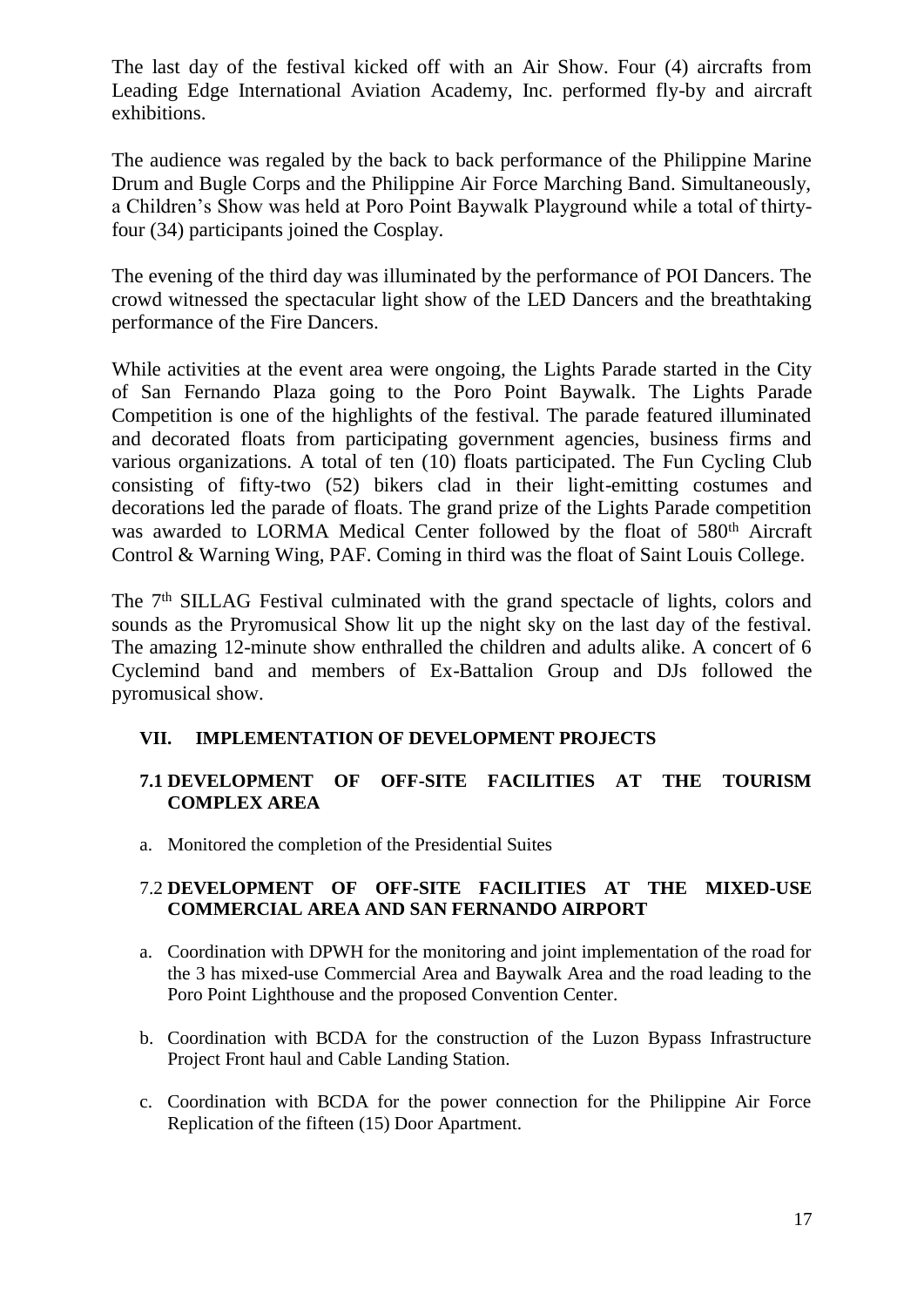The last day of the festival kicked off with an Air Show. Four (4) aircrafts from Leading Edge International Aviation Academy, Inc. performed fly-by and aircraft exhibitions.

The audience was regaled by the back to back performance of the Philippine Marine Drum and Bugle Corps and the Philippine Air Force Marching Band. Simultaneously, a Children's Show was held at Poro Point Baywalk Playground while a total of thirty-four (34) participants joined the Cosplay.

The evening of the third day was illuminated by the performance of POI Dancers. The crowd witnessed the spectacular light show of the LED Dancers and the breathtaking performance of the Fire Dancers.

While activities at the event area were ongoing, the Lights Parade started in the City of San Fernando Plaza going to the Poro Point Baywalk. The Lights Parade Competition is one of the highlights of the festival. The parade featured illuminated and decorated floats from participating government agencies, business firms and various organizations. A total of ten (10) floats participated. The Fun Cycling Club consisting of fifty-two (52) bikers clad in their light-emitting costumes and decorations led the parade of floats. The grand prize of the Lights Parade competition was awarded to LORMA Medical Center followed by the float of 580th Aircraft Control & Warning Wing, PAF. Coming in third was the float of Saint Louis College.

The 7th SILLAG Festival culminated with the grand spectacle of lights, colors and sounds as the Pryromusical Show lit up the night sky on the last day of the festival. The amazing 12-minute show enthralled the children and adults alike. A concert of 6 Cyclemind band and members of Ex-Battalion Group and DJs followed the pyromusical show.

## VII. IMPLEMENTATION OF DEVELOPMENT PROJECTS

### 7.1 DEVELOPMENT OF OFF-SITE FACILITIES AT THE TOURISM COMPLEX AREA

a. Monitored the completion of the Presidential Suites

### 7.2 DEVELOPMENT OF OFF-SITE FACILITIES AT THE MIXED-USE COMMERCIAL AREA AND SAN FERNANDO AIRPORT

a. Coordination with DPWH for the monitoring and joint implementation of the road for the 3 has mixed-use Commercial Area and Baywalk Area and the road leading to the Poro Point Lighthouse and the proposed Convention Center.

b. Coordination with BCDA for the construction of the Luzon Bypass Infrastructure Project Front haul and Cable Landing Station.

c. Coordination with BCDA for the power connection for the Philippine Air Force Replication of the fifteen (15) Door Apartment.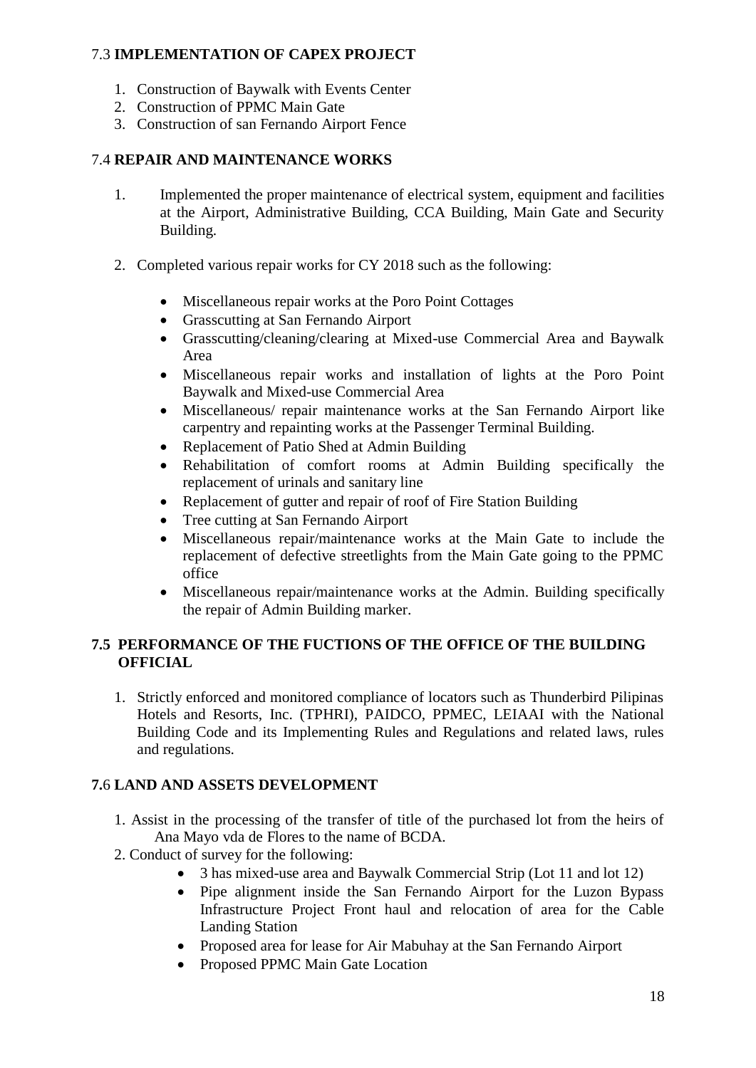### 7.3 IMPLEMENTATION OF CAPEX PROJECT

1. Construction of Baywalk with Events Center
2. Construction of PPMC Main Gate
3. Construction of san Fernando Airport Fence

### 7.4 REPAIR AND MAINTENANCE WORKS

1. Implemented the proper maintenance of electrical system, equipment and facilities at the Airport, Administrative Building, CCA Building, Main Gate and Security Building.

2. Completed various repair works for CY 2018 such as the following:

   - Miscellaneous repair works at the Poro Point Cottages
   - Grasscutting at San Fernando Airport
   - Grasscutting/cleaning/clearing at Mixed-use Commercial Area and Baywalk Area
   - Miscellaneous repair works and installation of lights at the Poro Point Baywalk and Mixed-use Commercial Area
   - Miscellaneous/ repair maintenance works at the San Fernando Airport like carpentry and repainting works at the Passenger Terminal Building.
   - Replacement of Patio Shed at Admin Building
   - Rehabilitation of comfort rooms at Admin Building specifically the replacement of urinals and sanitary line
   - Replacement of gutter and repair of roof of Fire Station Building
   - Tree cutting at San Fernando Airport
   - Miscellaneous repair/maintenance works at the Main Gate to include the replacement of defective streetlights from the Main Gate going to the PPMC office
   - Miscellaneous repair/maintenance works at the Admin. Building specifically the repair of Admin Building marker.

### 7.5 PERFORMANCE OF THE FUCTIONS OF THE OFFICE OF THE BUILDING OFFICIAL

1. Strictly enforced and monitored compliance of locators such as Thunderbird Pilipinas Hotels and Resorts, Inc. (TPHRI), PAIDCO, PPMEC, LEIAAI with the National Building Code and its Implementing Rules and Regulations and related laws, rules and regulations.

### 7.6 LAND AND ASSETS DEVELOPMENT

1. Assist in the processing of the transfer of title of the purchased lot from the heirs of Ana Mayo vda de Flores to the name of BCDA.
2. Conduct of survey for the following:
   - 3 has mixed-use area and Baywalk Commercial Strip (Lot 11 and lot 12)
   - Pipe alignment inside the San Fernando Airport for the Luzon Bypass Infrastructure Project Front haul and relocation of area for the Cable Landing Station
   - Proposed area for lease for Air Mabuhay at the San Fernando Airport
   - Proposed PPMC Main Gate Location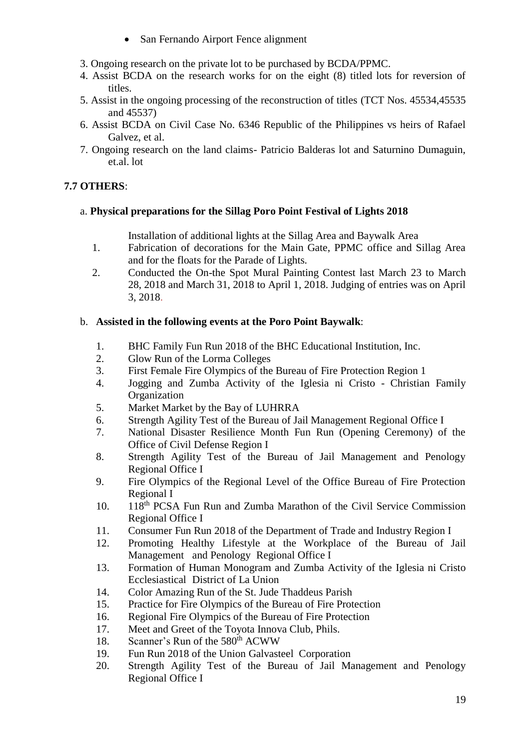- San Fernando Airport Fence alignment

3. Ongoing research on the private lot to be purchased by BCDA/PPMC.
4. Assist BCDA on the research works for on the eight (8) titled lots for reversion of titles.
5. Assist in the ongoing processing of the reconstruction of titles (TCT Nos. 45534,45535 and 45537)
6. Assist BCDA on Civil Case No. 6346 Republic of the Philippines vs heirs of Rafael Galvez, et al.
7. Ongoing research on the land claims- Patricio Balderas lot and Saturnino Dumaguin, et.al. lot

**7.7 OTHERS**:

a. **Physical preparations for the Sillag Poro Point Festival of Lights 2018**

Installation of additional lights at the Sillag Area and Baywalk Area

1. Fabrication of decorations for the Main Gate, PPMC office and Sillag Area and for the floats for the Parade of Lights.
2. Conducted the On-the Spot Mural Painting Contest last March 23 to March 28, 2018 and March 31, 2018 to April 1, 2018. Judging of entries was on April 3, 2018.

b. **Assisted in the following events at the Poro Point Baywalk**:

1. BHC Family Fun Run 2018 of the BHC Educational Institution, Inc.
2. Glow Run of the Lorma Colleges
3. First Female Fire Olympics of the Bureau of Fire Protection Region 1
4. Jogging and Zumba Activity of the Iglesia ni Cristo - Christian Family Organization
5. Market Market by the Bay of LUHRRA
6. Strength Agility Test of the Bureau of Jail Management Regional Office I
7. National Disaster Resilience Month Fun Run (Opening Ceremony) of the Office of Civil Defense Region I
8. Strength Agility Test of the Bureau of Jail Management and Penology Regional Office I
9. Fire Olympics of the Regional Level of the Office Bureau of Fire Protection Regional I
10. 118th PCSA Fun Run and Zumba Marathon of the Civil Service Commission Regional Office I
11. Consumer Fun Run 2018 of the Department of Trade and Industry Region I
12. Promoting Healthy Lifestyle at the Workplace of the Bureau of Jail Management and Penology Regional Office I
13. Formation of Human Monogram and Zumba Activity of the Iglesia ni Cristo Ecclesiastical District of La Union
14. Color Amazing Run of the St. Jude Thaddeus Parish
15. Practice for Fire Olympics of the Bureau of Fire Protection
16. Regional Fire Olympics of the Bureau of Fire Protection
17. Meet and Greet of the Toyota Innova Club, Phils.
18. Scanner's Run of the 580th ACWW
19. Fun Run 2018 of the Union Galvasteel Corporation
20. Strength Agility Test of the Bureau of Jail Management and Penology Regional Office I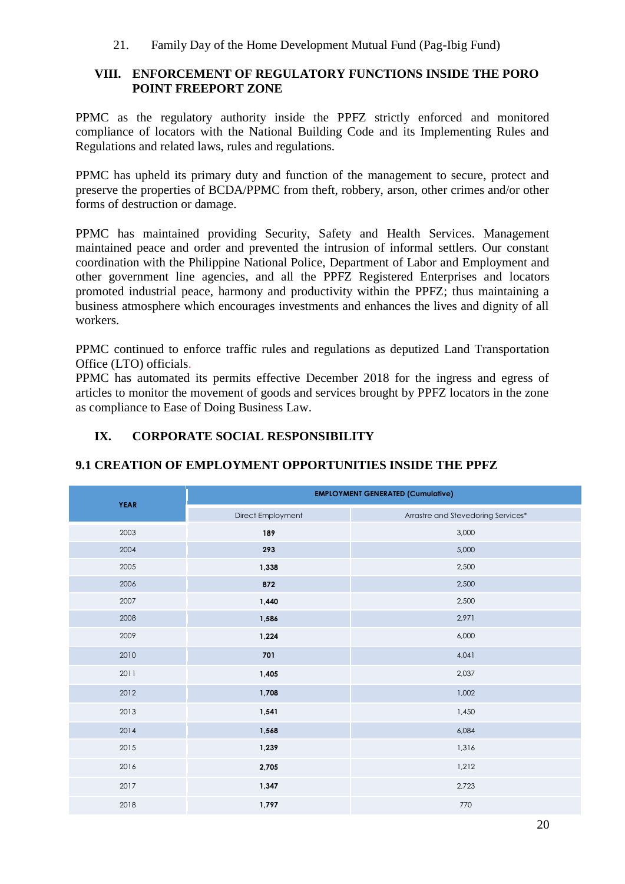21. Family Day of the Home Development Mutual Fund (Pag-Ibig Fund)

## VIII. ENFORCEMENT OF REGULATORY FUNCTIONS INSIDE THE PORO POINT FREEPORT ZONE

PPMC as the regulatory authority inside the PPFZ strictly enforced and monitored compliance of locators with the National Building Code and its Implementing Rules and Regulations and related laws, rules and regulations.

PPMC has upheld its primary duty and function of the management to secure, protect and preserve the properties of BCDA/PPMC from theft, robbery, arson, other crimes and/or other forms of destruction or damage.

PPMC has maintained providing Security, Safety and Health Services. Management maintained peace and order and prevented the intrusion of informal settlers. Our constant coordination with the Philippine National Police, Department of Labor and Employment and other government line agencies, and all the PPFZ Registered Enterprises and locators promoted industrial peace, harmony and productivity within the PPFZ; thus maintaining a business atmosphere which encourages investments and enhances the lives and dignity of all workers.

PPMC continued to enforce traffic rules and regulations as deputized Land Transportation Office (LTO) officials.
PPMC has automated its permits effective December 2018 for the ingress and egress of articles to monitor the movement of goods and services brought by PPFZ locators in the zone as compliance to Ease of Doing Business Law.

## IX. CORPORATE SOCIAL RESPONSIBILITY

### 9.1 CREATION OF EMPLOYMENT OPPORTUNITIES INSIDE THE PPFZ

| YEAR | EMPLOYMENT GENERATED (Cumulative) | |
|---|---|---|
| | Direct Employment | Arrastre and Stevedoring Services* |
| 2003 | **189** | 3,000 |
| 2004 | **293** | 5,000 |
| 2005 | **1,338** | 2,500 |
| 2006 | **872** | 2,500 |
| 2007 | **1,440** | 2,500 |
| 2008 | **1,586** | 2,971 |
| 2009 | **1,224** | 6,000 |
| 2010 | **701** | 4,041 |
| 2011 | **1,405** | 2,037 |
| 2012 | **1,708** | 1,002 |
| 2013 | **1,541** | 1,450 |
| 2014 | **1,568** | 6,084 |
| 2015 | **1,239** | 1,316 |
| 2016 | **2,705** | 1,212 |
| 2017 | **1,347** | 2,723 |
| 2018 | **1,797** | 770 |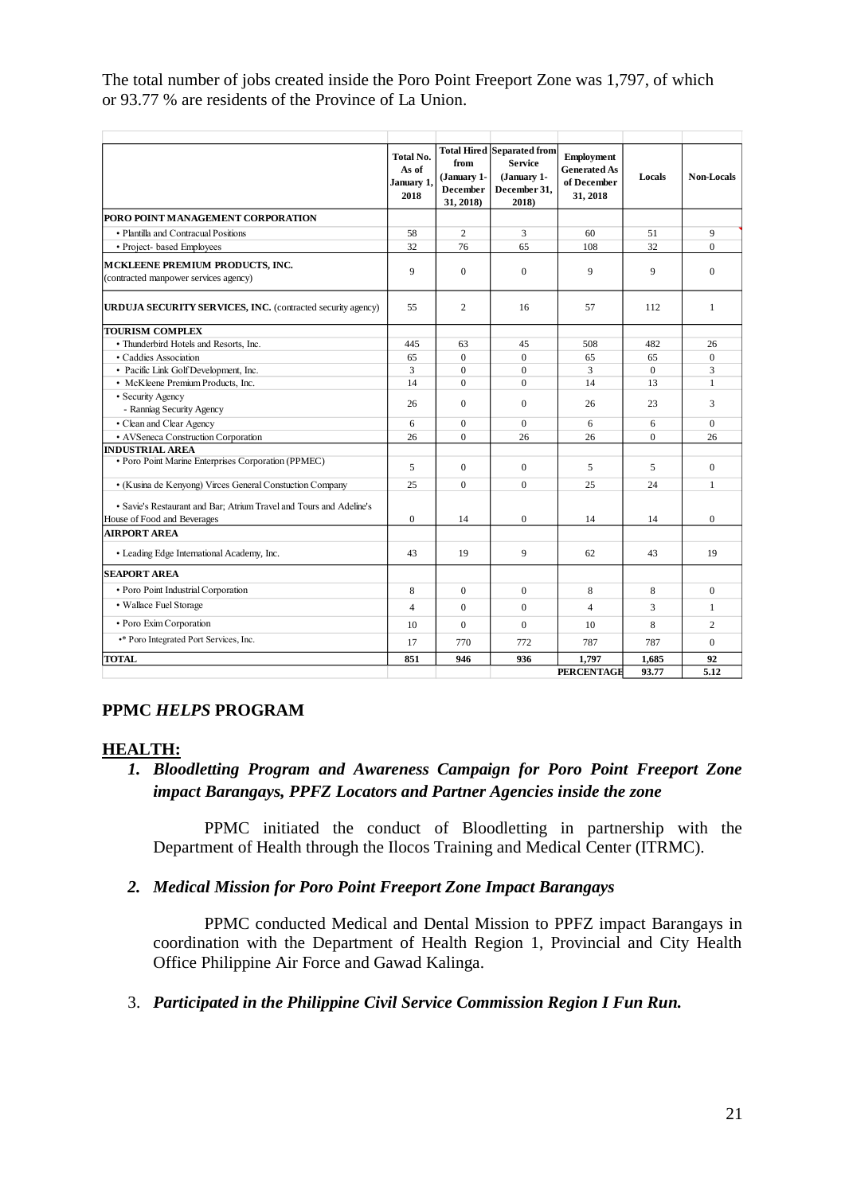The total number of jobs created inside the Poro Point Freeport Zone was 1,797, of which or 93.77 % are residents of the Province of La Union.

| | Total No. As of January 1, 2018 | Total Hired from (January 1-December 31, 2018) | Separated from Service (January 1-December 31, 2018) | Employment Generated As of December 31, 2018 | Locals | Non-Locals |
|---|---|---|---|---|---|---|
| **PORO POINT MANAGEMENT CORPORATION** | | | | | | |
| • Plantilla and Contracual Positions | 58 | 2 | 3 | 60 | 51 | 9 |
| • Project- based Employees | 32 | 76 | 65 | 108 | 32 | 0 |
| **MCKLEENE PREMIUM PRODUCTS, INC.** (contracted manpower services agency) | 9 | 0 | 0 | 9 | 9 | 0 |
| **URDUJA SECURITY SERVICES, INC.** (contracted security agency) | 55 | 2 | 16 | 57 | 112 | 1 |
| **TOURISM COMPLEX** | | | | | | |
| • Thunderbird Hotels and Resorts, Inc. | 445 | 63 | 45 | 508 | 482 | 26 |
| • Caddies Association | 65 | 0 | 0 | 65 | 65 | 0 |
| • Pacific Link Golf Development, Inc. | 3 | 0 | 0 | 3 | 0 | 3 |
| • McKleene Premium Products, Inc. | 14 | 0 | 0 | 14 | 13 | 1 |
| • Security Agency - Ranniag Security Agency | 26 | 0 | 0 | 26 | 23 | 3 |
| • Clean and Clear Agency | 6 | 0 | 0 | 6 | 6 | 0 |
| • AVSeneca Construction Corporation | 26 | 0 | 26 | 26 | 0 | 26 |
| **INDUSTRIAL AREA** | | | | | | |
| • Poro Point Marine Enterprises Corporation (PPMEC) | 5 | 0 | 0 | 5 | 5 | 0 |
| • (Kusina de Kenyong) Virces General Constuction Company | 25 | 0 | 0 | 25 | 24 | 1 |
| • Savie's Restaurant and Bar; Atrium Travel and Tours and Adeline's House of Food and Beverages | 0 | 14 | 0 | 14 | 14 | 0 |
| **AIRPORT AREA** | | | | | | |
| • Leading Edge International Academy, Inc. | 43 | 19 | 9 | 62 | 43 | 19 |
| **SEAPORT AREA** | | | | | | |
| • Poro Point Industrial Corporation | 8 | 0 | 0 | 8 | 8 | 0 |
| • Wallace Fuel Storage | 4 | 0 | 0 | 4 | 3 | 1 |
| • Poro Exim Corporation | 10 | 0 | 0 | 10 | 8 | 2 |
| •* Poro Integrated Port Services, Inc. | 17 | 770 | 772 | 787 | 787 | 0 |
| **TOTAL** | **851** | **946** | **936** | **1,797** | **1,685** | **92** |
| | | | | **PERCENTAGE** | **93.77** | **5.12** |

## PPMC *HELPS* PROGRAM

### HEALTH:

1. ***Bloodletting Program and Awareness Campaign for Poro Point Freeport Zone impact Barangays, PPFZ Locators and Partner Agencies inside the zone***

   PPMC initiated the conduct of Bloodletting in partnership with the Department of Health through the Ilocos Training and Medical Center (ITRMC).

2. ***Medical Mission for Poro Point Freeport Zone Impact Barangays***

   PPMC conducted Medical and Dental Mission to PPFZ impact Barangays in coordination with the Department of Health Region 1, Provincial and City Health Office Philippine Air Force and Gawad Kalinga.

3. ***Participated in the Philippine Civil Service Commission Region I Fun Run.***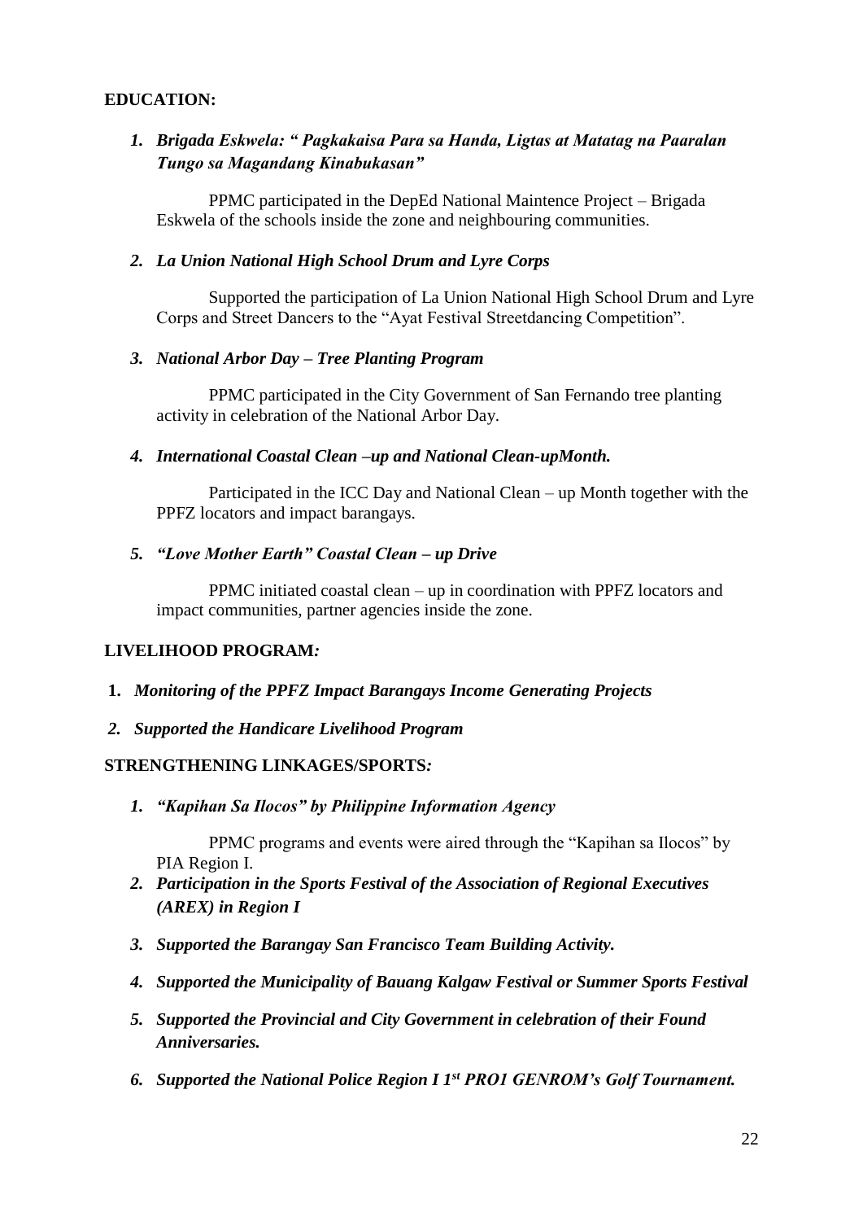**EDUCATION:**

1. ***Brigada Eskwela: " Pagkakaisa Para sa Handa, Ligtas at Matatag na Paaralan Tungo sa Magandang Kinabukasan"***

   PPMC participated in the DepEd National Maintence Project – Brigada Eskwela of the schools inside the zone and neighbouring communities.

2. ***La Union National High School Drum and Lyre Corps***

   Supported the participation of La Union National High School Drum and Lyre Corps and Street Dancers to the "Ayat Festival Streetdancing Competition".

3. ***National Arbor Day – Tree Planting Program***

   PPMC participated in the City Government of San Fernando tree planting activity in celebration of the National Arbor Day.

4. ***International Coastal Clean –up and National Clean-upMonth.***

   Participated in the ICC Day and National Clean – up Month together with the PPFZ locators and impact barangays.

5. ***"Love Mother Earth" Coastal Clean – up Drive***

   PPMC initiated coastal clean – up in coordination with PPFZ locators and impact communities, partner agencies inside the zone.

**LIVELIHOOD PROGRAM*:***

1. ***Monitoring of the PPFZ Impact Barangays Income Generating Projects***
2. ***Supported the Handicare Livelihood Program***

**STRENGTHENING LINKAGES/SPORTS*:***

1. ***"Kapihan Sa Ilocos" by Philippine Information Agency***

   PPMC programs and events were aired through the "Kapihan sa Ilocos" by PIA Region I.

2. ***Participation in the Sports Festival of the Association of Regional Executives (AREX) in Region I***
3. ***Supported the Barangay San Francisco Team Building Activity.***
4. ***Supported the Municipality of Bauang Kalgaw Festival or Summer Sports Festival***
5. ***Supported the Provincial and City Government in celebration of their Found Anniversaries.***
6. ***Supported the National Police Region I 1st PRO1 GENROM's Golf Tournament.***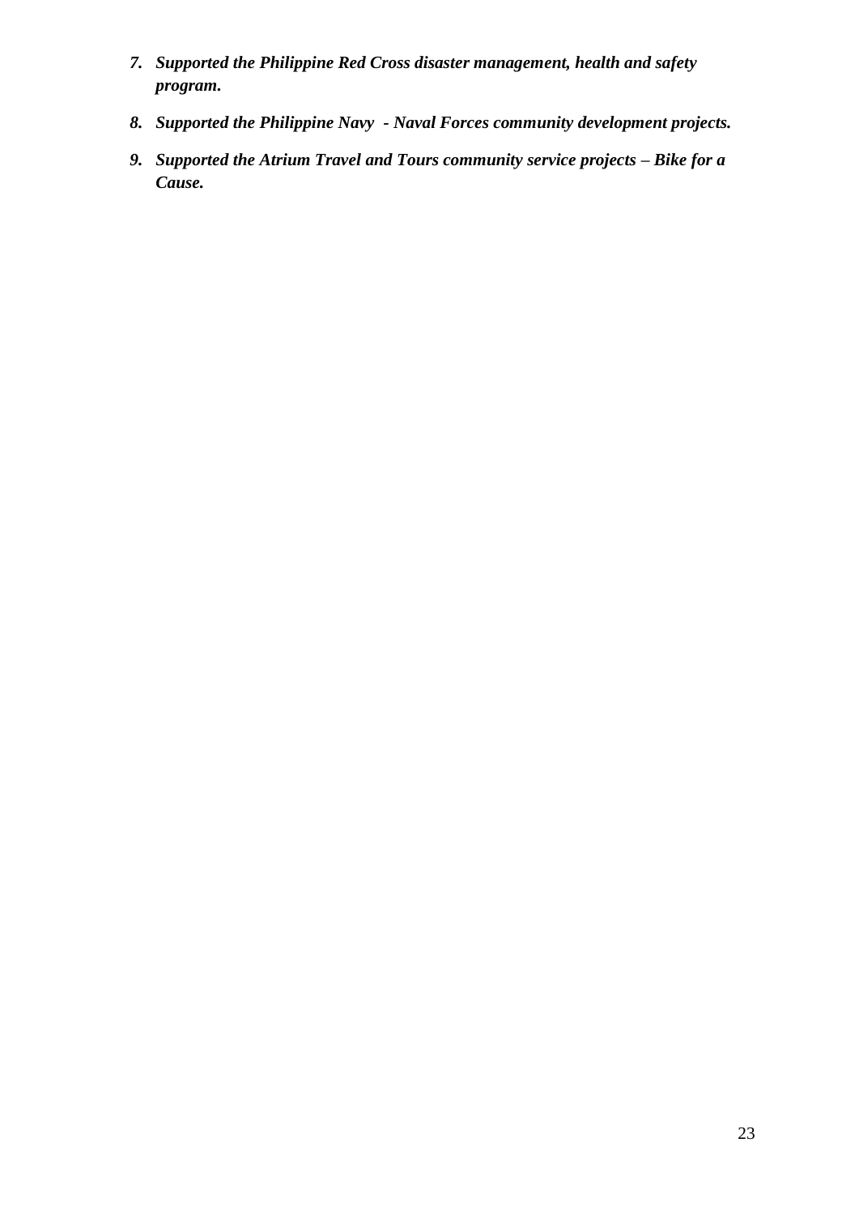7. ***Supported the Philippine Red Cross disaster management, health and safety program.***
8. ***Supported the Philippine Navy - Naval Forces community development projects.***
9. ***Supported the Atrium Travel and Tours community service projects – Bike for a Cause.***